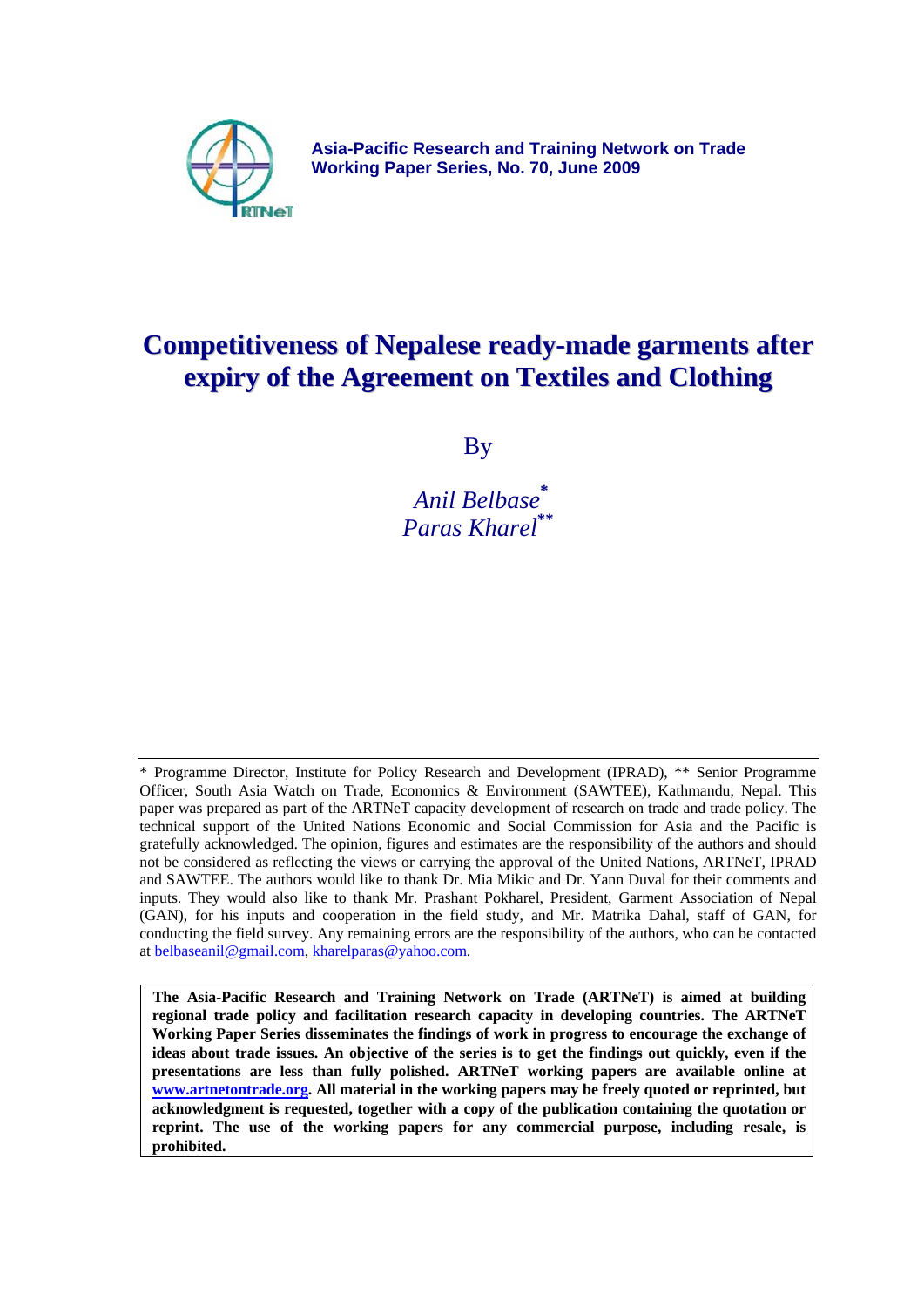**Asia-Pacific Research and Training Network on Trade**
**Working Paper Series, No. 70, June 2009**

# Competitiveness of Nepalese ready-made garments after expiry of the Agreement on Textiles and Clothing

By

*Anil Belbase*[*]
*Paras Kharel*[**]

---

* Programme Director, Institute for Policy Research and Development (IPRAD), ** Senior Programme Officer, South Asia Watch on Trade, Economics & Environment (SAWTEE), Kathmandu, Nepal. This paper was prepared as part of the ARTNeT capacity development of research on trade and trade policy. The technical support of the United Nations Economic and Social Commission for Asia and the Pacific is gratefully acknowledged. The opinion, figures and estimates are the responsibility of the authors and should not be considered as reflecting the views or carrying the approval of the United Nations, ARTNeT, IPRAD and SAWTEE. The authors would like to thank Dr. Mia Mikic and Dr. Yann Duval for their comments and inputs. They would also like to thank Mr. Prashant Pokharel, President, Garment Association of Nepal (GAN), for his inputs and cooperation in the field study, and Mr. Matrika Dahal, staff of GAN, for conducting the field survey. Any remaining errors are the responsibility of the authors, who can be contacted at belbaseanil@gmail.com, kharelparas@yahoo.com.

**The Asia-Pacific Research and Training Network on Trade (ARTNeT) is aimed at building regional trade policy and facilitation research capacity in developing countries. The ARTNeT Working Paper Series disseminates the findings of work in progress to encourage the exchange of ideas about trade issues. An objective of the series is to get the findings out quickly, even if the presentations are less than fully polished. ARTNeT working papers are available online at www.artnetontrade.org. All material in the working papers may be freely quoted or reprinted, but acknowledgment is requested, together with a copy of the publication containing the quotation or reprint. The use of the working papers for any commercial purpose, including resale, is prohibited.**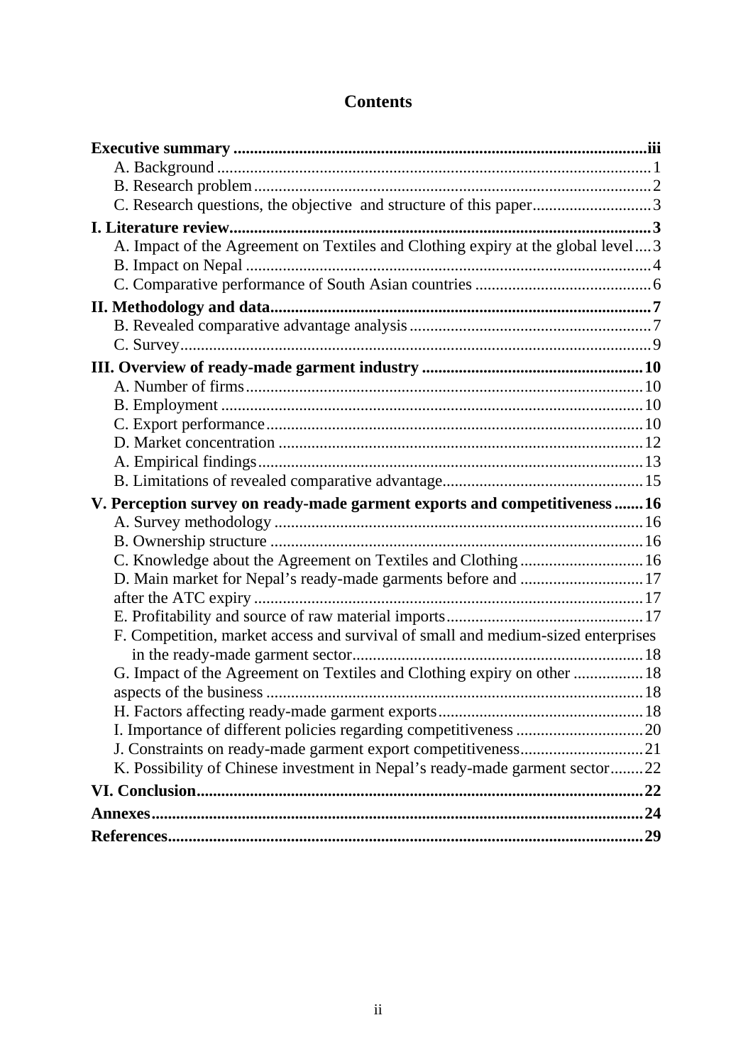# Contents

**Executive summary** ....................................................................................................**iii**

A. Background ........................................................................................................1

B. Research problem ................................................................................................2

C. Research questions, the objective and structure of this paper ............................3

**I. Literature review** ....................................................................................................**3**

A. Impact of the Agreement on Textiles and Clothing expiry at the global level ....3

B. Impact on Nepal ..................................................................................................4

C. Comparative performance of South Asian countries ...........................................6

**II. Methodology and data** ...........................................................................................**7**

B. Revealed comparative advantage analysis ...........................................................7

C. Survey.................................................................................................................9

**III. Overview of ready-made garment industry** ........................................................**10**

A. Number of firms ..................................................................................................10

B. Employment ........................................................................................................10

C. Export performance .............................................................................................10

D. Market concentration ..........................................................................................12

A. Empirical findings ...............................................................................................13

B. Limitations of revealed comparative advantage..................................................15

**V. Perception survey on ready-made garment exports and competitiveness** .......**16**

A. Survey methodology ...........................................................................................16

B. Ownership structure ............................................................................................16

C. Knowledge about the Agreement on Textiles and Clothing ...............................16

D. Main market for Nepal's ready-made garments before and ..............................17

after the ATC expiry ...............................................................................................17

E. Profitability and source of raw material imports.................................................17

F. Competition, market access and survival of small and medium-sized enterprises in the ready-made garment sector.......................................................................18

G. Impact of the Agreement on Textiles and Clothing expiry on other .................18

aspects of the business ............................................................................................18

H. Factors affecting ready-made garment exports...................................................18

I. Importance of different policies regarding competitiveness ...............................20

J. Constraints on ready-made garment export competitiveness..............................21

K. Possibility of Chinese investment in Nepal's ready-made garment sector........22

**VI. Conclusion**............................................................................................................**22**

**Annexes**......................................................................................................................**24**

**References**...................................................................................................................**29**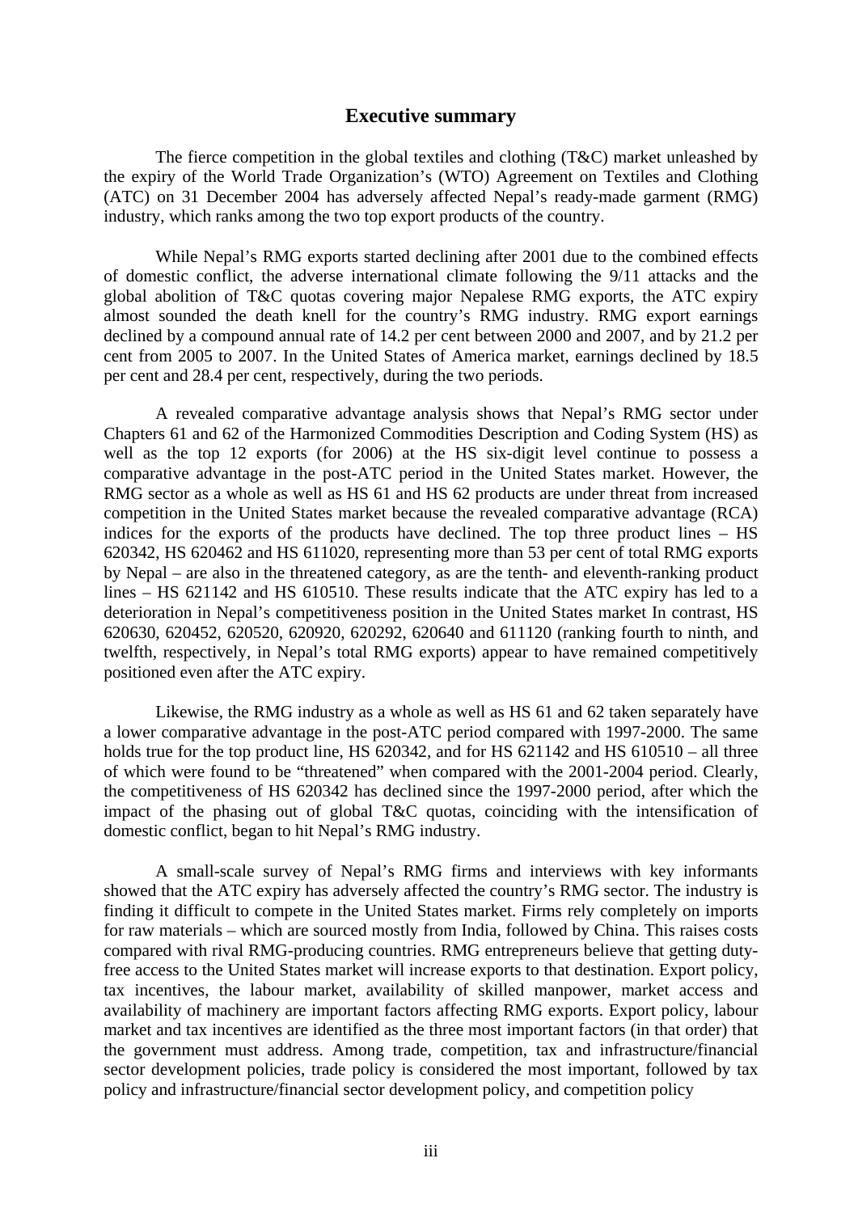# Executive summary

The fierce competition in the global textiles and clothing (T&C) market unleashed by the expiry of the World Trade Organization's (WTO) Agreement on Textiles and Clothing (ATC) on 31 December 2004 has adversely affected Nepal's ready-made garment (RMG) industry, which ranks among the two top export products of the country.

While Nepal's RMG exports started declining after 2001 due to the combined effects of domestic conflict, the adverse international climate following the 9/11 attacks and the global abolition of T&C quotas covering major Nepalese RMG exports, the ATC expiry almost sounded the death knell for the country's RMG industry. RMG export earnings declined by a compound annual rate of 14.2 per cent between 2000 and 2007, and by 21.2 per cent from 2005 to 2007. In the United States of America market, earnings declined by 18.5 per cent and 28.4 per cent, respectively, during the two periods.

A revealed comparative advantage analysis shows that Nepal's RMG sector under Chapters 61 and 62 of the Harmonized Commodities Description and Coding System (HS) as well as the top 12 exports (for 2006) at the HS six-digit level continue to possess a comparative advantage in the post-ATC period in the United States market. However, the RMG sector as a whole as well as HS 61 and HS 62 products are under threat from increased competition in the United States market because the revealed comparative advantage (RCA) indices for the exports of the products have declined. The top three product lines – HS 620342, HS 620462 and HS 611020, representing more than 53 per cent of total RMG exports by Nepal – are also in the threatened category, as are the tenth- and eleventh-ranking product lines – HS 621142 and HS 610510. These results indicate that the ATC expiry has led to a deterioration in Nepal's competitiveness position in the United States market In contrast, HS 620630, 620452, 620520, 620920, 620292, 620640 and 611120 (ranking fourth to ninth, and twelfth, respectively, in Nepal's total RMG exports) appear to have remained competitively positioned even after the ATC expiry.

Likewise, the RMG industry as a whole as well as HS 61 and 62 taken separately have a lower comparative advantage in the post-ATC period compared with 1997-2000. The same holds true for the top product line, HS 620342, and for HS 621142 and HS 610510 – all three of which were found to be "threatened" when compared with the 2001-2004 period. Clearly, the competitiveness of HS 620342 has declined since the 1997-2000 period, after which the impact of the phasing out of global T&C quotas, coinciding with the intensification of domestic conflict, began to hit Nepal's RMG industry.

A small-scale survey of Nepal's RMG firms and interviews with key informants showed that the ATC expiry has adversely affected the country's RMG sector. The industry is finding it difficult to compete in the United States market. Firms rely completely on imports for raw materials – which are sourced mostly from India, followed by China. This raises costs compared with rival RMG-producing countries. RMG entrepreneurs believe that getting duty-free access to the United States market will increase exports to that destination. Export policy, tax incentives, the labour market, availability of skilled manpower, market access and availability of machinery are important factors affecting RMG exports. Export policy, labour market and tax incentives are identified as the three most important factors (in that order) that the government must address. Among trade, competition, tax and infrastructure/financial sector development policies, trade policy is considered the most important, followed by tax policy and infrastructure/financial sector development policy, and competition policy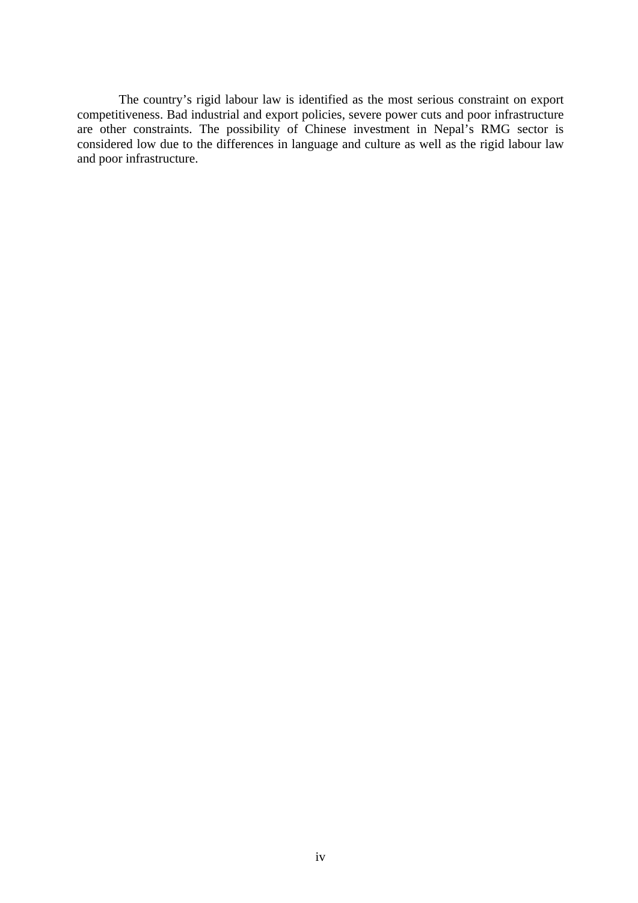The country's rigid labour law is identified as the most serious constraint on export competitiveness. Bad industrial and export policies, severe power cuts and poor infrastructure are other constraints. The possibility of Chinese investment in Nepal's RMG sector is considered low due to the differences in language and culture as well as the rigid labour law and poor infrastructure.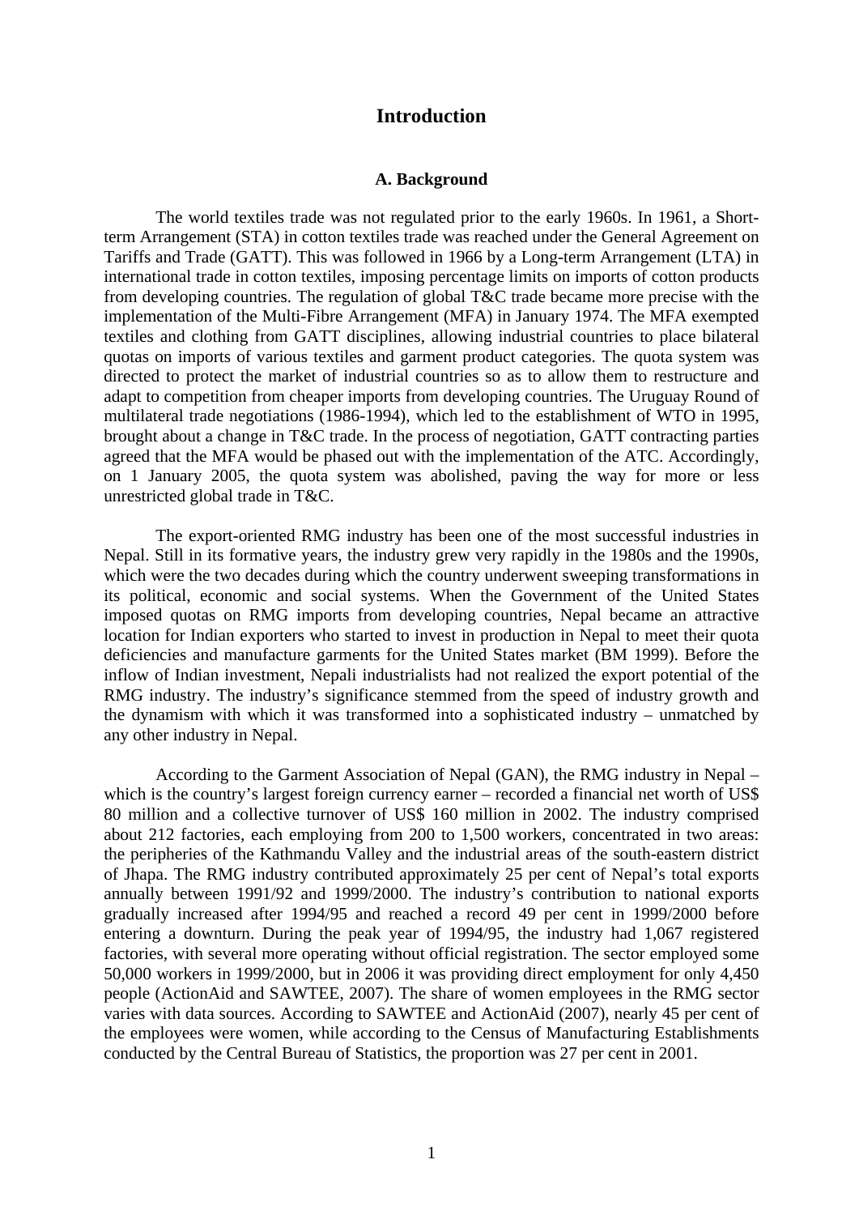# Introduction

## A. Background

The world textiles trade was not regulated prior to the early 1960s. In 1961, a Short-term Arrangement (STA) in cotton textiles trade was reached under the General Agreement on Tariffs and Trade (GATT). This was followed in 1966 by a Long-term Arrangement (LTA) in international trade in cotton textiles, imposing percentage limits on imports of cotton products from developing countries. The regulation of global T&C trade became more precise with the implementation of the Multi-Fibre Arrangement (MFA) in January 1974. The MFA exempted textiles and clothing from GATT disciplines, allowing industrial countries to place bilateral quotas on imports of various textiles and garment product categories. The quota system was directed to protect the market of industrial countries so as to allow them to restructure and adapt to competition from cheaper imports from developing countries. The Uruguay Round of multilateral trade negotiations (1986-1994), which led to the establishment of WTO in 1995, brought about a change in T&C trade. In the process of negotiation, GATT contracting parties agreed that the MFA would be phased out with the implementation of the ATC. Accordingly, on 1 January 2005, the quota system was abolished, paving the way for more or less unrestricted global trade in T&C.

The export-oriented RMG industry has been one of the most successful industries in Nepal. Still in its formative years, the industry grew very rapidly in the 1980s and the 1990s, which were the two decades during which the country underwent sweeping transformations in its political, economic and social systems. When the Government of the United States imposed quotas on RMG imports from developing countries, Nepal became an attractive location for Indian exporters who started to invest in production in Nepal to meet their quota deficiencies and manufacture garments for the United States market (BM 1999). Before the inflow of Indian investment, Nepali industrialists had not realized the export potential of the RMG industry. The industry's significance stemmed from the speed of industry growth and the dynamism with which it was transformed into a sophisticated industry – unmatched by any other industry in Nepal.

According to the Garment Association of Nepal (GAN), the RMG industry in Nepal – which is the country's largest foreign currency earner – recorded a financial net worth of US$ 80 million and a collective turnover of US$ 160 million in 2002. The industry comprised about 212 factories, each employing from 200 to 1,500 workers, concentrated in two areas: the peripheries of the Kathmandu Valley and the industrial areas of the south-eastern district of Jhapa. The RMG industry contributed approximately 25 per cent of Nepal's total exports annually between 1991/92 and 1999/2000. The industry's contribution to national exports gradually increased after 1994/95 and reached a record 49 per cent in 1999/2000 before entering a downturn. During the peak year of 1994/95, the industry had 1,067 registered factories, with several more operating without official registration. The sector employed some 50,000 workers in 1999/2000, but in 2006 it was providing direct employment for only 4,450 people (ActionAid and SAWTEE, 2007). The share of women employees in the RMG sector varies with data sources. According to SAWTEE and ActionAid (2007), nearly 45 per cent of the employees were women, while according to the Census of Manufacturing Establishments conducted by the Central Bureau of Statistics, the proportion was 27 per cent in 2001.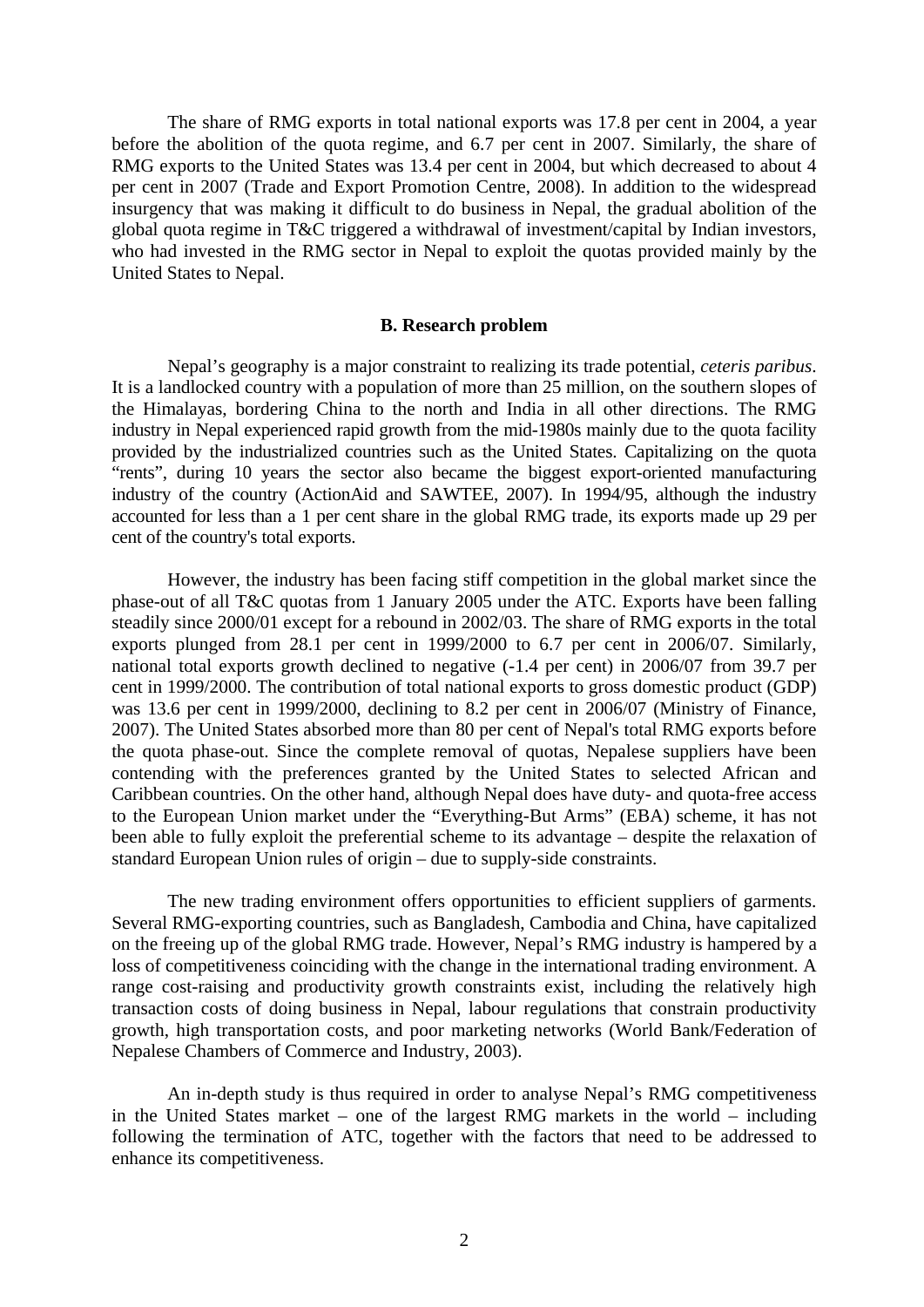The share of RMG exports in total national exports was 17.8 per cent in 2004, a year before the abolition of the quota regime, and 6.7 per cent in 2007. Similarly, the share of RMG exports to the United States was 13.4 per cent in 2004, but which decreased to about 4 per cent in 2007 (Trade and Export Promotion Centre, 2008). In addition to the widespread insurgency that was making it difficult to do business in Nepal, the gradual abolition of the global quota regime in T&C triggered a withdrawal of investment/capital by Indian investors, who had invested in the RMG sector in Nepal to exploit the quotas provided mainly by the United States to Nepal.

## B. Research problem

Nepal's geography is a major constraint to realizing its trade potential, *ceteris paribus*. It is a landlocked country with a population of more than 25 million, on the southern slopes of the Himalayas, bordering China to the north and India in all other directions. The RMG industry in Nepal experienced rapid growth from the mid-1980s mainly due to the quota facility provided by the industrialized countries such as the United States. Capitalizing on the quota "rents", during 10 years the sector also became the biggest export-oriented manufacturing industry of the country (ActionAid and SAWTEE, 2007). In 1994/95, although the industry accounted for less than a 1 per cent share in the global RMG trade, its exports made up 29 per cent of the country's total exports.

However, the industry has been facing stiff competition in the global market since the phase-out of all T&C quotas from 1 January 2005 under the ATC. Exports have been falling steadily since 2000/01 except for a rebound in 2002/03. The share of RMG exports in the total exports plunged from 28.1 per cent in 1999/2000 to 6.7 per cent in 2006/07. Similarly, national total exports growth declined to negative (-1.4 per cent) in 2006/07 from 39.7 per cent in 1999/2000. The contribution of total national exports to gross domestic product (GDP) was 13.6 per cent in 1999/2000, declining to 8.2 per cent in 2006/07 (Ministry of Finance, 2007). The United States absorbed more than 80 per cent of Nepal's total RMG exports before the quota phase-out. Since the complete removal of quotas, Nepalese suppliers have been contending with the preferences granted by the United States to selected African and Caribbean countries. On the other hand, although Nepal does have duty- and quota-free access to the European Union market under the "Everything-But Arms" (EBA) scheme, it has not been able to fully exploit the preferential scheme to its advantage – despite the relaxation of standard European Union rules of origin – due to supply-side constraints.

The new trading environment offers opportunities to efficient suppliers of garments. Several RMG-exporting countries, such as Bangladesh, Cambodia and China, have capitalized on the freeing up of the global RMG trade. However, Nepal's RMG industry is hampered by a loss of competitiveness coinciding with the change in the international trading environment. A range cost-raising and productivity growth constraints exist, including the relatively high transaction costs of doing business in Nepal, labour regulations that constrain productivity growth, high transportation costs, and poor marketing networks (World Bank/Federation of Nepalese Chambers of Commerce and Industry, 2003).

An in-depth study is thus required in order to analyse Nepal's RMG competitiveness in the United States market – one of the largest RMG markets in the world – including following the termination of ATC, together with the factors that need to be addressed to enhance its competitiveness.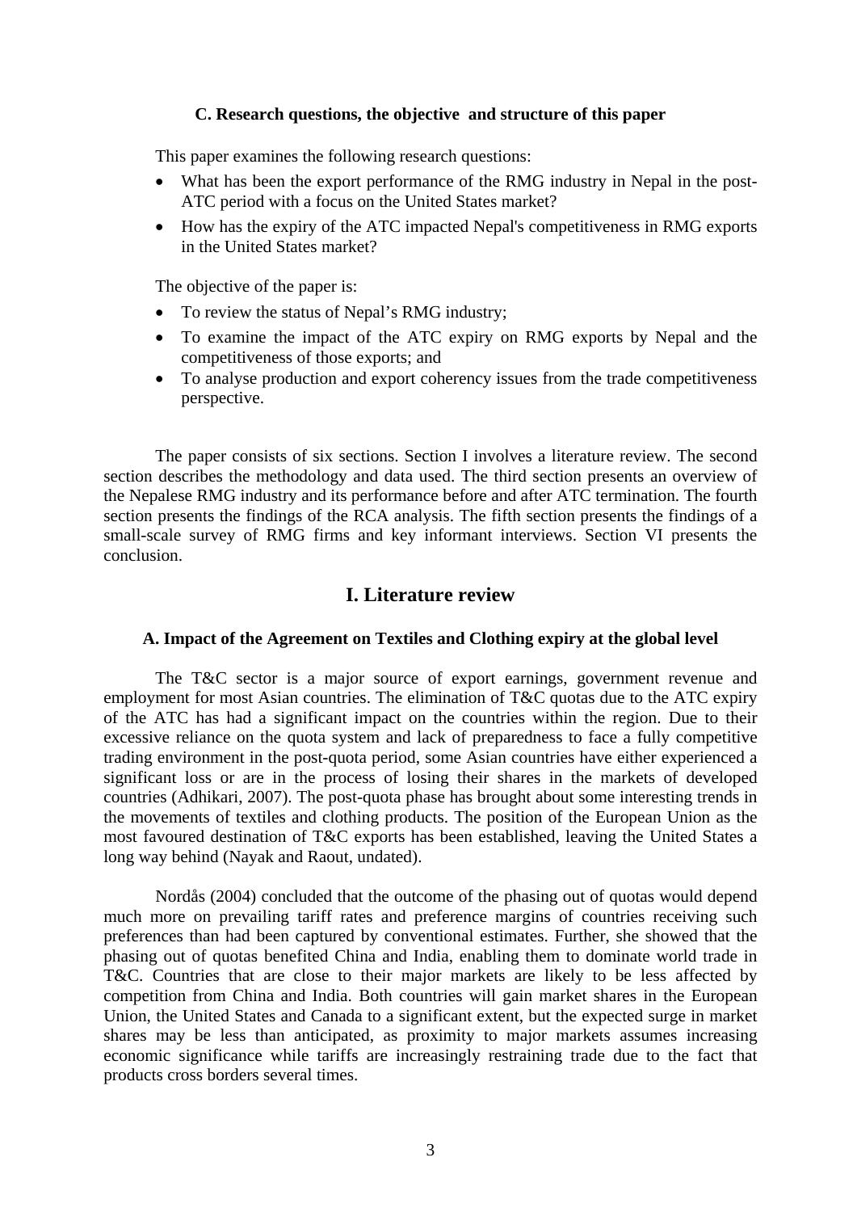### C. Research questions, the objective and structure of this paper

This paper examines the following research questions:

- What has been the export performance of the RMG industry in Nepal in the post-ATC period with a focus on the United States market?
- How has the expiry of the ATC impacted Nepal's competitiveness in RMG exports in the United States market?

The objective of the paper is:

- To review the status of Nepal's RMG industry;
- To examine the impact of the ATC expiry on RMG exports by Nepal and the competitiveness of those exports; and
- To analyse production and export coherency issues from the trade competitiveness perspective.

The paper consists of six sections. Section I involves a literature review. The second section describes the methodology and data used. The third section presents an overview of the Nepalese RMG industry and its performance before and after ATC termination. The fourth section presents the findings of the RCA analysis. The fifth section presents the findings of a small-scale survey of RMG firms and key informant interviews. Section VI presents the conclusion.

## I. Literature review

### A. Impact of the Agreement on Textiles and Clothing expiry at the global level

The T&C sector is a major source of export earnings, government revenue and employment for most Asian countries. The elimination of T&C quotas due to the ATC expiry of the ATC has had a significant impact on the countries within the region. Due to their excessive reliance on the quota system and lack of preparedness to face a fully competitive trading environment in the post-quota period, some Asian countries have either experienced a significant loss or are in the process of losing their shares in the markets of developed countries (Adhikari, 2007). The post-quota phase has brought about some interesting trends in the movements of textiles and clothing products. The position of the European Union as the most favoured destination of T&C exports has been established, leaving the United States a long way behind (Nayak and Raout, undated).

Nordås (2004) concluded that the outcome of the phasing out of quotas would depend much more on prevailing tariff rates and preference margins of countries receiving such preferences than had been captured by conventional estimates. Further, she showed that the phasing out of quotas benefited China and India, enabling them to dominate world trade in T&C. Countries that are close to their major markets are likely to be less affected by competition from China and India. Both countries will gain market shares in the European Union, the United States and Canada to a significant extent, but the expected surge in market shares may be less than anticipated, as proximity to major markets assumes increasing economic significance while tariffs are increasingly restraining trade due to the fact that products cross borders several times.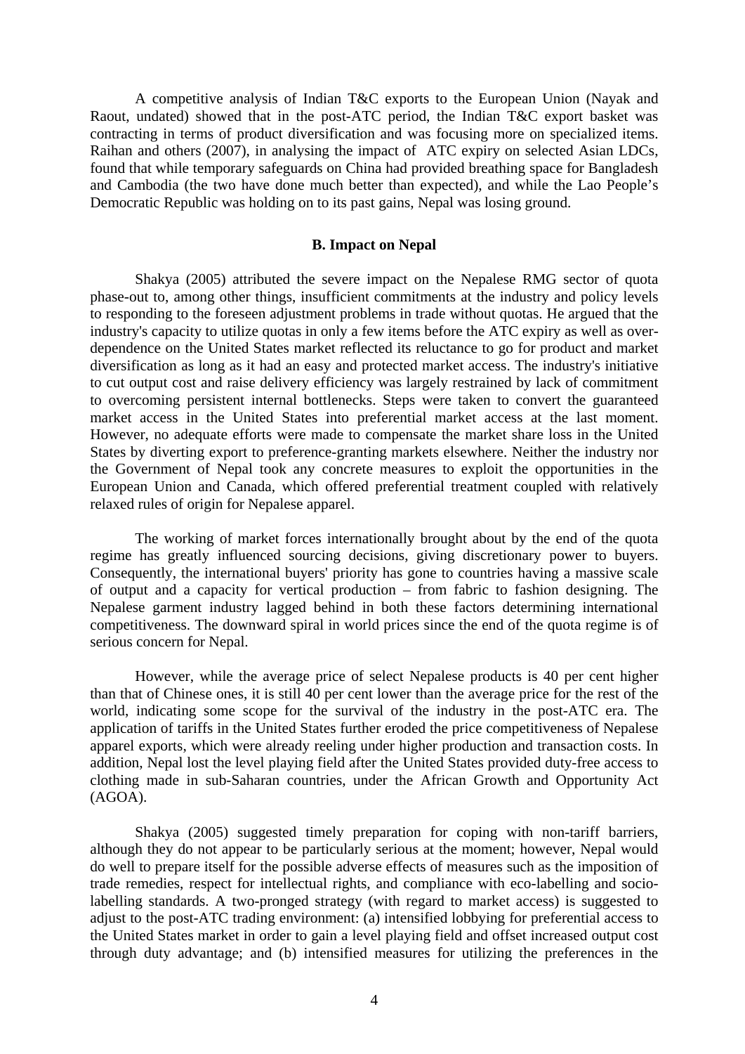A competitive analysis of Indian T&C exports to the European Union (Nayak and Raout, undated) showed that in the post-ATC period, the Indian T&C export basket was contracting in terms of product diversification and was focusing more on specialized items. Raihan and others (2007), in analysing the impact of ATC expiry on selected Asian LDCs, found that while temporary safeguards on China had provided breathing space for Bangladesh and Cambodia (the two have done much better than expected), and while the Lao People's Democratic Republic was holding on to its past gains, Nepal was losing ground.

### B. Impact on Nepal

Shakya (2005) attributed the severe impact on the Nepalese RMG sector of quota phase-out to, among other things, insufficient commitments at the industry and policy levels to responding to the foreseen adjustment problems in trade without quotas. He argued that the industry's capacity to utilize quotas in only a few items before the ATC expiry as well as over-dependence on the United States market reflected its reluctance to go for product and market diversification as long as it had an easy and protected market access. The industry's initiative to cut output cost and raise delivery efficiency was largely restrained by lack of commitment to overcoming persistent internal bottlenecks. Steps were taken to convert the guaranteed market access in the United States into preferential market access at the last moment. However, no adequate efforts were made to compensate the market share loss in the United States by diverting export to preference-granting markets elsewhere. Neither the industry nor the Government of Nepal took any concrete measures to exploit the opportunities in the European Union and Canada, which offered preferential treatment coupled with relatively relaxed rules of origin for Nepalese apparel.

The working of market forces internationally brought about by the end of the quota regime has greatly influenced sourcing decisions, giving discretionary power to buyers. Consequently, the international buyers' priority has gone to countries having a massive scale of output and a capacity for vertical production – from fabric to fashion designing. The Nepalese garment industry lagged behind in both these factors determining international competitiveness. The downward spiral in world prices since the end of the quota regime is of serious concern for Nepal.

However, while the average price of select Nepalese products is 40 per cent higher than that of Chinese ones, it is still 40 per cent lower than the average price for the rest of the world, indicating some scope for the survival of the industry in the post-ATC era. The application of tariffs in the United States further eroded the price competitiveness of Nepalese apparel exports, which were already reeling under higher production and transaction costs. In addition, Nepal lost the level playing field after the United States provided duty-free access to clothing made in sub-Saharan countries, under the African Growth and Opportunity Act (AGOA).

Shakya (2005) suggested timely preparation for coping with non-tariff barriers, although they do not appear to be particularly serious at the moment; however, Nepal would do well to prepare itself for the possible adverse effects of measures such as the imposition of trade remedies, respect for intellectual rights, and compliance with eco-labelling and socio-labelling standards. A two-pronged strategy (with regard to market access) is suggested to adjust to the post-ATC trading environment: (a) intensified lobbying for preferential access to the United States market in order to gain a level playing field and offset increased output cost through duty advantage; and (b) intensified measures for utilizing the preferences in the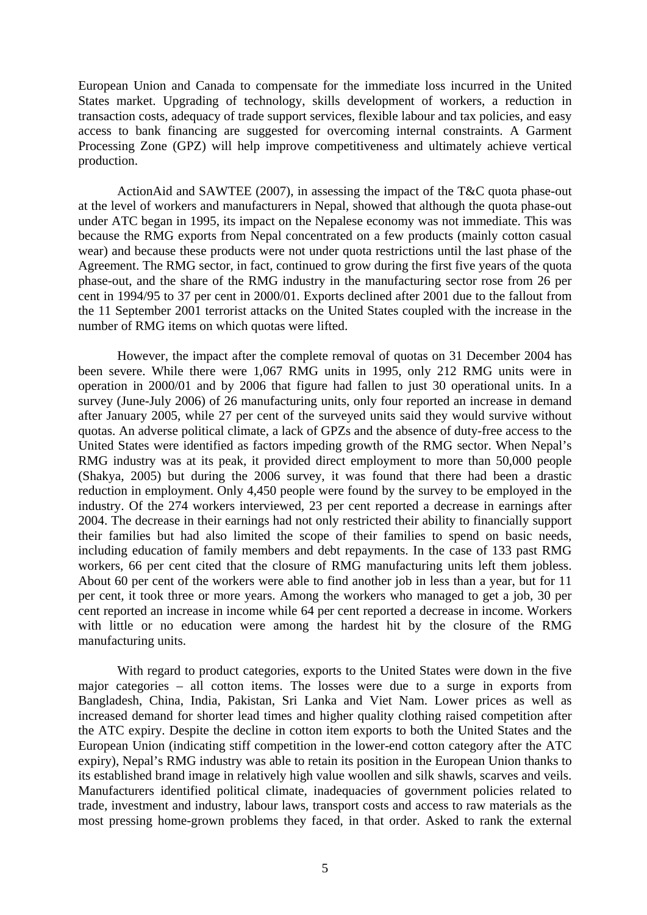European Union and Canada to compensate for the immediate loss incurred in the United States market. Upgrading of technology, skills development of workers, a reduction in transaction costs, adequacy of trade support services, flexible labour and tax policies, and easy access to bank financing are suggested for overcoming internal constraints. A Garment Processing Zone (GPZ) will help improve competitiveness and ultimately achieve vertical production.

ActionAid and SAWTEE (2007), in assessing the impact of the T&C quota phase-out at the level of workers and manufacturers in Nepal, showed that although the quota phase-out under ATC began in 1995, its impact on the Nepalese economy was not immediate. This was because the RMG exports from Nepal concentrated on a few products (mainly cotton casual wear) and because these products were not under quota restrictions until the last phase of the Agreement. The RMG sector, in fact, continued to grow during the first five years of the quota phase-out, and the share of the RMG industry in the manufacturing sector rose from 26 per cent in 1994/95 to 37 per cent in 2000/01. Exports declined after 2001 due to the fallout from the 11 September 2001 terrorist attacks on the United States coupled with the increase in the number of RMG items on which quotas were lifted.

However, the impact after the complete removal of quotas on 31 December 2004 has been severe. While there were 1,067 RMG units in 1995, only 212 RMG units were in operation in 2000/01 and by 2006 that figure had fallen to just 30 operational units. In a survey (June-July 2006) of 26 manufacturing units, only four reported an increase in demand after January 2005, while 27 per cent of the surveyed units said they would survive without quotas. An adverse political climate, a lack of GPZs and the absence of duty-free access to the United States were identified as factors impeding growth of the RMG sector. When Nepal's RMG industry was at its peak, it provided direct employment to more than 50,000 people (Shakya, 2005) but during the 2006 survey, it was found that there had been a drastic reduction in employment. Only 4,450 people were found by the survey to be employed in the industry. Of the 274 workers interviewed, 23 per cent reported a decrease in earnings after 2004. The decrease in their earnings had not only restricted their ability to financially support their families but had also limited the scope of their families to spend on basic needs, including education of family members and debt repayments. In the case of 133 past RMG workers, 66 per cent cited that the closure of RMG manufacturing units left them jobless. About 60 per cent of the workers were able to find another job in less than a year, but for 11 per cent, it took three or more years. Among the workers who managed to get a job, 30 per cent reported an increase in income while 64 per cent reported a decrease in income. Workers with little or no education were among the hardest hit by the closure of the RMG manufacturing units.

With regard to product categories, exports to the United States were down in the five major categories – all cotton items. The losses were due to a surge in exports from Bangladesh, China, India, Pakistan, Sri Lanka and Viet Nam. Lower prices as well as increased demand for shorter lead times and higher quality clothing raised competition after the ATC expiry. Despite the decline in cotton item exports to both the United States and the European Union (indicating stiff competition in the lower-end cotton category after the ATC expiry), Nepal's RMG industry was able to retain its position in the European Union thanks to its established brand image in relatively high value woollen and silk shawls, scarves and veils. Manufacturers identified political climate, inadequacies of government policies related to trade, investment and industry, labour laws, transport costs and access to raw materials as the most pressing home-grown problems they faced, in that order. Asked to rank the external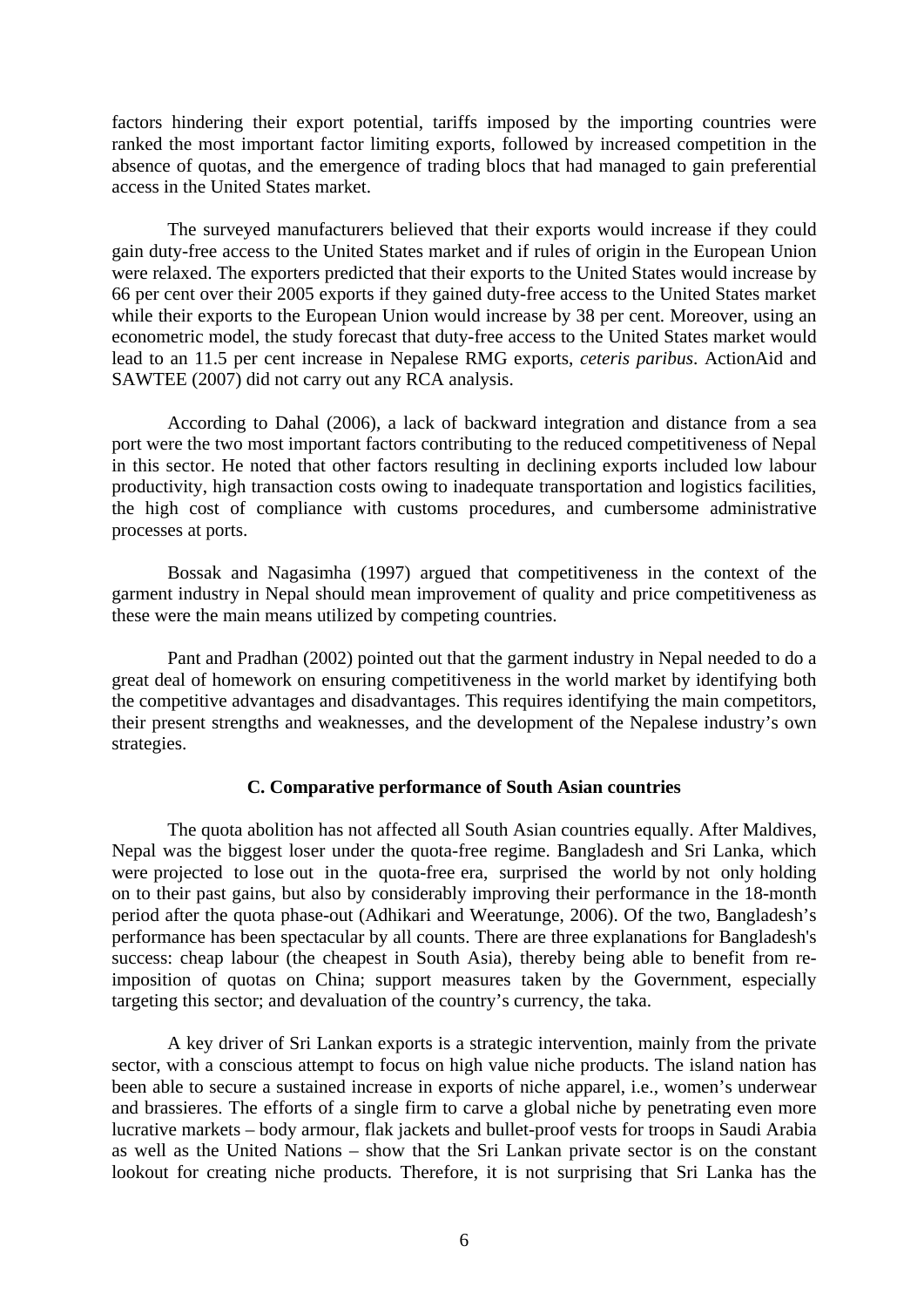factors hindering their export potential, tariffs imposed by the importing countries were ranked the most important factor limiting exports, followed by increased competition in the absence of quotas, and the emergence of trading blocs that had managed to gain preferential access in the United States market.

The surveyed manufacturers believed that their exports would increase if they could gain duty-free access to the United States market and if rules of origin in the European Union were relaxed. The exporters predicted that their exports to the United States would increase by 66 per cent over their 2005 exports if they gained duty-free access to the United States market while their exports to the European Union would increase by 38 per cent. Moreover, using an econometric model, the study forecast that duty-free access to the United States market would lead to an 11.5 per cent increase in Nepalese RMG exports, *ceteris paribus*. ActionAid and SAWTEE (2007) did not carry out any RCA analysis.

According to Dahal (2006), a lack of backward integration and distance from a sea port were the two most important factors contributing to the reduced competitiveness of Nepal in this sector. He noted that other factors resulting in declining exports included low labour productivity, high transaction costs owing to inadequate transportation and logistics facilities, the high cost of compliance with customs procedures, and cumbersome administrative processes at ports.

Bossak and Nagasimha (1997) argued that competitiveness in the context of the garment industry in Nepal should mean improvement of quality and price competitiveness as these were the main means utilized by competing countries.

Pant and Pradhan (2002) pointed out that the garment industry in Nepal needed to do a great deal of homework on ensuring competitiveness in the world market by identifying both the competitive advantages and disadvantages. This requires identifying the main competitors, their present strengths and weaknesses, and the development of the Nepalese industry's own strategies.

### C. Comparative performance of South Asian countries

The quota abolition has not affected all South Asian countries equally. After Maldives, Nepal was the biggest loser under the quota-free regime. Bangladesh and Sri Lanka, which were projected to lose out in the quota-free era, surprised the world by not only holding on to their past gains, but also by considerably improving their performance in the 18-month period after the quota phase-out (Adhikari and Weeratunge, 2006). Of the two, Bangladesh's performance has been spectacular by all counts. There are three explanations for Bangladesh's success: cheap labour (the cheapest in South Asia), thereby being able to benefit from re-imposition of quotas on China; support measures taken by the Government, especially targeting this sector; and devaluation of the country's currency, the taka.

A key driver of Sri Lankan exports is a strategic intervention, mainly from the private sector, with a conscious attempt to focus on high value niche products. The island nation has been able to secure a sustained increase in exports of niche apparel, i.e., women's underwear and brassieres. The efforts of a single firm to carve a global niche by penetrating even more lucrative markets – body armour, flak jackets and bullet-proof vests for troops in Saudi Arabia as well as the United Nations – show that the Sri Lankan private sector is on the constant lookout for creating niche products. Therefore, it is not surprising that Sri Lanka has the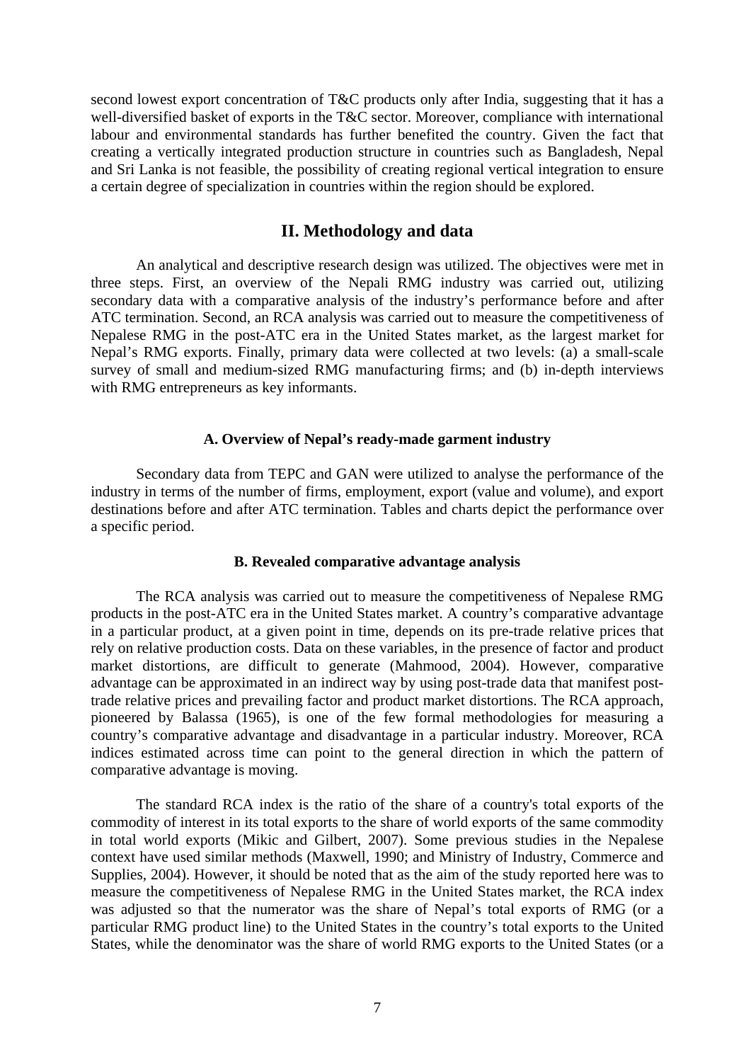second lowest export concentration of T&C products only after India, suggesting that it has a well-diversified basket of exports in the T&C sector. Moreover, compliance with international labour and environmental standards has further benefited the country. Given the fact that creating a vertically integrated production structure in countries such as Bangladesh, Nepal and Sri Lanka is not feasible, the possibility of creating regional vertical integration to ensure a certain degree of specialization in countries within the region should be explored.

## II. Methodology and data

An analytical and descriptive research design was utilized. The objectives were met in three steps. First, an overview of the Nepali RMG industry was carried out, utilizing secondary data with a comparative analysis of the industry's performance before and after ATC termination. Second, an RCA analysis was carried out to measure the competitiveness of Nepalese RMG in the post-ATC era in the United States market, as the largest market for Nepal's RMG exports. Finally, primary data were collected at two levels: (a) a small-scale survey of small and medium-sized RMG manufacturing firms; and (b) in-depth interviews with RMG entrepreneurs as key informants.

### A. Overview of Nepal's ready-made garment industry

Secondary data from TEPC and GAN were utilized to analyse the performance of the industry in terms of the number of firms, employment, export (value and volume), and export destinations before and after ATC termination. Tables and charts depict the performance over a specific period.

### B. Revealed comparative advantage analysis

The RCA analysis was carried out to measure the competitiveness of Nepalese RMG products in the post-ATC era in the United States market. A country's comparative advantage in a particular product, at a given point in time, depends on its pre-trade relative prices that rely on relative production costs. Data on these variables, in the presence of factor and product market distortions, are difficult to generate (Mahmood, 2004). However, comparative advantage can be approximated in an indirect way by using post-trade data that manifest post-trade relative prices and prevailing factor and product market distortions. The RCA approach, pioneered by Balassa (1965), is one of the few formal methodologies for measuring a country's comparative advantage and disadvantage in a particular industry. Moreover, RCA indices estimated across time can point to the general direction in which the pattern of comparative advantage is moving.

The standard RCA index is the ratio of the share of a country's total exports of the commodity of interest in its total exports to the share of world exports of the same commodity in total world exports (Mikic and Gilbert, 2007). Some previous studies in the Nepalese context have used similar methods (Maxwell, 1990; and Ministry of Industry, Commerce and Supplies, 2004). However, it should be noted that as the aim of the study reported here was to measure the competitiveness of Nepalese RMG in the United States market, the RCA index was adjusted so that the numerator was the share of Nepal's total exports of RMG (or a particular RMG product line) to the United States in the country's total exports to the United States, while the denominator was the share of world RMG exports to the United States (or a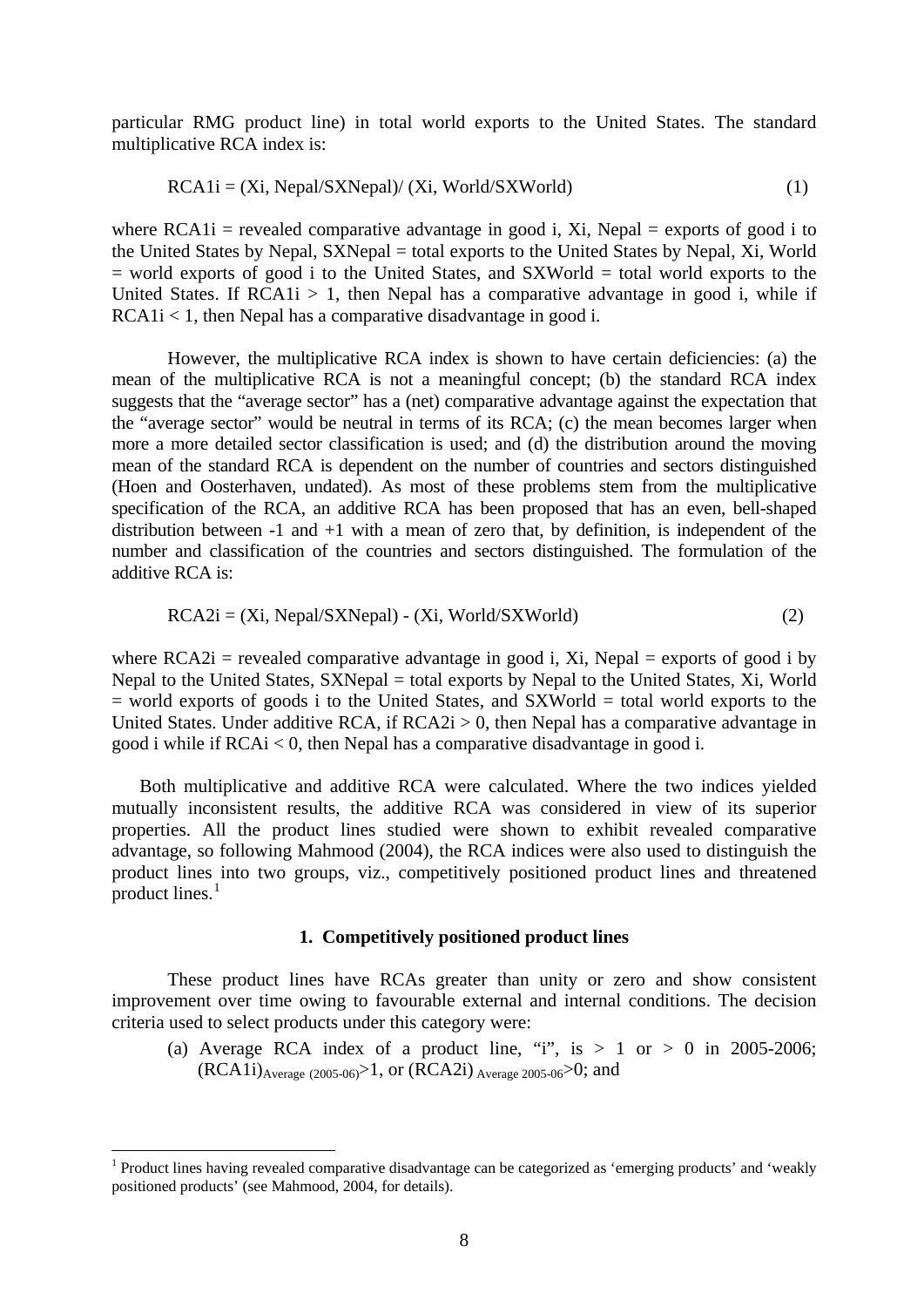particular RMG product line) in total world exports to the United States. The standard multiplicative RCA index is:

$$RCA1i = (Xi, Nepal/SXNepal)/ (Xi, World/SXWorld) \quad (1)$$

where RCA1i = revealed comparative advantage in good i, Xi, Nepal = exports of good i to the United States by Nepal, SXNepal = total exports to the United States by Nepal, Xi, World = world exports of good i to the United States, and SXWorld = total world exports to the United States. If RCA1i > 1, then Nepal has a comparative advantage in good i, while if RCA1i < 1, then Nepal has a comparative disadvantage in good i.

However, the multiplicative RCA index is shown to have certain deficiencies: (a) the mean of the multiplicative RCA is not a meaningful concept; (b) the standard RCA index suggests that the "average sector" has a (net) comparative advantage against the expectation that the "average sector" would be neutral in terms of its RCA; (c) the mean becomes larger when more a more detailed sector classification is used; and (d) the distribution around the moving mean of the standard RCA is dependent on the number of countries and sectors distinguished (Hoen and Oosterhaven, undated). As most of these problems stem from the multiplicative specification of the RCA, an additive RCA has been proposed that has an even, bell-shaped distribution between -1 and +1 with a mean of zero that, by definition, is independent of the number and classification of the countries and sectors distinguished. The formulation of the additive RCA is:

$$RCA2i = (Xi, Nepal/SXNepal) - (Xi, World/SXWorld) \quad (2)$$

where RCA2i = revealed comparative advantage in good i, Xi, Nepal = exports of good i by Nepal to the United States, SXNepal = total exports by Nepal to the United States, Xi, World = world exports of goods i to the United States, and SXWorld = total world exports to the United States. Under additive RCA, if RCA2i > 0, then Nepal has a comparative advantage in good i while if RCAi < 0, then Nepal has a comparative disadvantage in good i.

Both multiplicative and additive RCA were calculated. Where the two indices yielded mutually inconsistent results, the additive RCA was considered in view of its superior properties. All the product lines studied were shown to exhibit revealed comparative advantage, so following Mahmood (2004), the RCA indices were also used to distinguish the product lines into two groups, viz., competitively positioned product lines and threatened product lines.[1]

### 1. Competitively positioned product lines

These product lines have RCAs greater than unity or zero and show consistent improvement over time owing to favourable external and internal conditions. The decision criteria used to select products under this category were:

(a) Average RCA index of a product line, "i", is > 1 or > 0 in 2005-2006; $(RCA1i)_{Average\ (2005\text{-}06)}>1$, or $(RCA2i)_{Average\ 2005\text{-}06}>0$; and

[1] Product lines having revealed comparative disadvantage can be categorized as 'emerging products' and 'weakly positioned products' (see Mahmood, 2004, for details).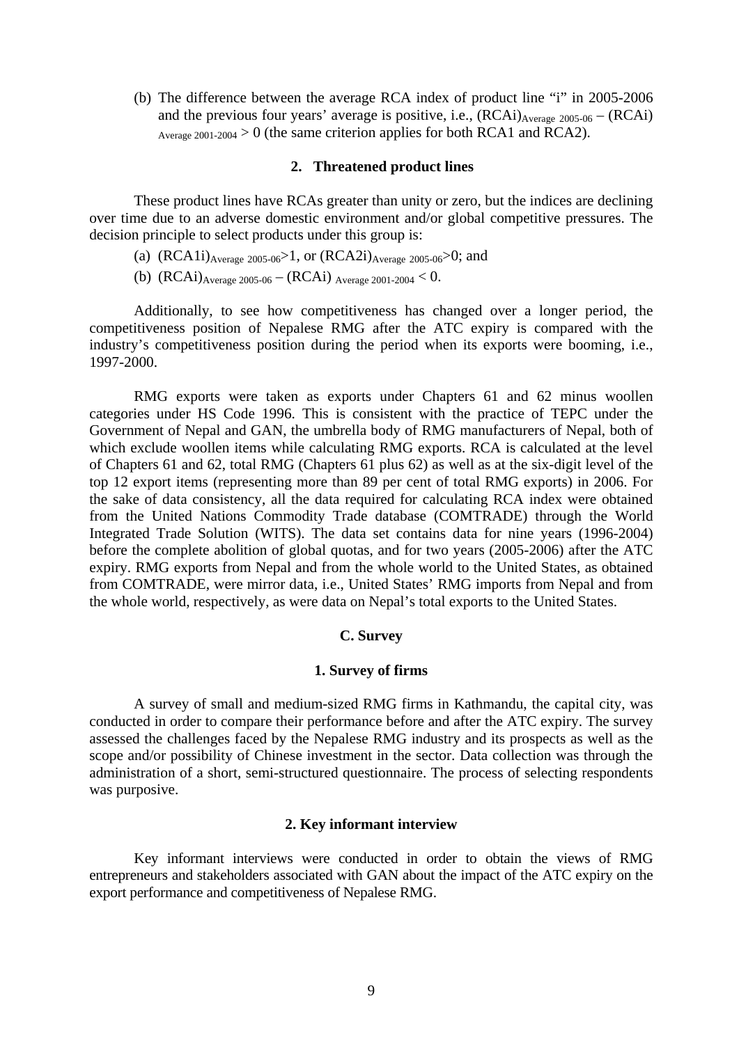(b) The difference between the average RCA index of product line "i" in 2005-2006 and the previous four years' average is positive, i.e., $(RCAi)_{Average\ 2005\text{-}06} - (RCAi)_{Average\ 2001\text{-}2004} > 0$ (the same criterion applies for both RCA1 and RCA2).

### 2. Threatened product lines

These product lines have RCAs greater than unity or zero, but the indices are declining over time due to an adverse domestic environment and/or global competitive pressures. The decision principle to select products under this group is:

(a) $(RCA1i)_{Average\ 2005\text{-}06} > 1$, or $(RCA2i)_{Average\ 2005\text{-}06} > 0$; and

(b) $(RCAi)_{Average\ 2005\text{-}06} - (RCAi)_{Average\ 2001\text{-}2004} < 0$.

Additionally, to see how competitiveness has changed over a longer period, the competitiveness position of Nepalese RMG after the ATC expiry is compared with the industry's competitiveness position during the period when its exports were booming, i.e., 1997-2000.

RMG exports were taken as exports under Chapters 61 and 62 minus woollen categories under HS Code 1996. This is consistent with the practice of TEPC under the Government of Nepal and GAN, the umbrella body of RMG manufacturers of Nepal, both of which exclude woollen items while calculating RMG exports. RCA is calculated at the level of Chapters 61 and 62, total RMG (Chapters 61 plus 62) as well as at the six-digit level of the top 12 export items (representing more than 89 per cent of total RMG exports) in 2006. For the sake of data consistency, all the data required for calculating RCA index were obtained from the United Nations Commodity Trade database (COMTRADE) through the World Integrated Trade Solution (WITS). The data set contains data for nine years (1996-2004) before the complete abolition of global quotas, and for two years (2005-2006) after the ATC expiry. RMG exports from Nepal and from the whole world to the United States, as obtained from COMTRADE, were mirror data, i.e., United States' RMG imports from Nepal and from the whole world, respectively, as were data on Nepal's total exports to the United States.

## C. Survey

### 1. Survey of firms

A survey of small and medium-sized RMG firms in Kathmandu, the capital city, was conducted in order to compare their performance before and after the ATC expiry. The survey assessed the challenges faced by the Nepalese RMG industry and its prospects as well as the scope and/or possibility of Chinese investment in the sector. Data collection was through the administration of a short, semi-structured questionnaire. The process of selecting respondents was purposive.

### 2. Key informant interview

Key informant interviews were conducted in order to obtain the views of RMG entrepreneurs and stakeholders associated with GAN about the impact of the ATC expiry on the export performance and competitiveness of Nepalese RMG.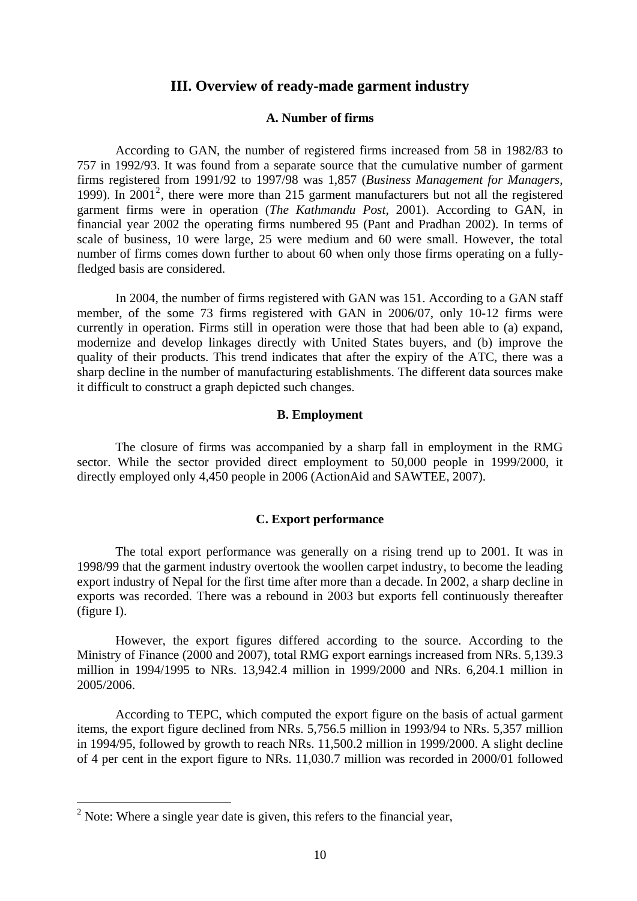## III. Overview of ready-made garment industry

### A. Number of firms

According to GAN, the number of registered firms increased from 58 in 1982/83 to 757 in 1992/93. It was found from a separate source that the cumulative number of garment firms registered from 1991/92 to 1997/98 was 1,857 (*Business Management for Managers*, 1999). In 2001[2], there were more than 215 garment manufacturers but not all the registered garment firms were in operation (*The Kathmandu Post*, 2001). According to GAN, in financial year 2002 the operating firms numbered 95 (Pant and Pradhan 2002). In terms of scale of business, 10 were large, 25 were medium and 60 were small. However, the total number of firms comes down further to about 60 when only those firms operating on a fully-fledged basis are considered.

In 2004, the number of firms registered with GAN was 151. According to a GAN staff member, of the some 73 firms registered with GAN in 2006/07, only 10-12 firms were currently in operation. Firms still in operation were those that had been able to (a) expand, modernize and develop linkages directly with United States buyers, and (b) improve the quality of their products. This trend indicates that after the expiry of the ATC, there was a sharp decline in the number of manufacturing establishments. The different data sources make it difficult to construct a graph depicted such changes.

### B. Employment

The closure of firms was accompanied by a sharp fall in employment in the RMG sector. While the sector provided direct employment to 50,000 people in 1999/2000, it directly employed only 4,450 people in 2006 (ActionAid and SAWTEE, 2007).

### C. Export performance

The total export performance was generally on a rising trend up to 2001. It was in 1998/99 that the garment industry overtook the woollen carpet industry, to become the leading export industry of Nepal for the first time after more than a decade. In 2002, a sharp decline in exports was recorded. There was a rebound in 2003 but exports fell continuously thereafter (figure I).

However, the export figures differed according to the source. According to the Ministry of Finance (2000 and 2007), total RMG export earnings increased from NRs. 5,139.3 million in 1994/1995 to NRs. 13,942.4 million in 1999/2000 and NRs. 6,204.1 million in 2005/2006.

According to TEPC, which computed the export figure on the basis of actual garment items, the export figure declined from NRs. 5,756.5 million in 1993/94 to NRs. 5,357 million in 1994/95, followed by growth to reach NRs. 11,500.2 million in 1999/2000. A slight decline of 4 per cent in the export figure to NRs. 11,030.7 million was recorded in 2000/01 followed

[2] Note: Where a single year date is given, this refers to the financial year,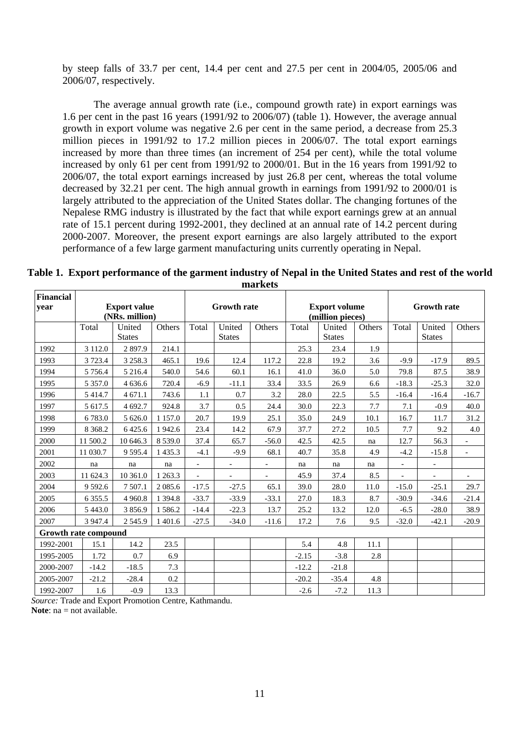by steep falls of 33.7 per cent, 14.4 per cent and 27.5 per cent in 2004/05, 2005/06 and 2006/07, respectively.

The average annual growth rate (i.e., compound growth rate) in export earnings was 1.6 per cent in the past 16 years (1991/92 to 2006/07) (table 1). However, the average annual growth in export volume was negative 2.6 per cent in the same period, a decrease from 25.3 million pieces in 1991/92 to 17.2 million pieces in 2006/07. The total export earnings increased by more than three times (an increment of 254 per cent), while the total volume increased by only 61 per cent from 1991/92 to 2000/01. But in the 16 years from 1991/92 to 2006/07, the total export earnings increased by just 26.8 per cent, whereas the total volume decreased by 32.21 per cent. The high annual growth in earnings from 1991/92 to 2000/01 is largely attributed to the appreciation of the United States dollar. The changing fortunes of the Nepalese RMG industry is illustrated by the fact that while export earnings grew at an annual rate of 15.1 percent during 1992-2001, they declined at an annual rate of 14.2 percent during 2000-2007. Moreover, the present export earnings are also largely attributed to the export performance of a few large garment manufacturing units currently operating in Nepal.

**Table 1. Export performance of the garment industry of Nepal in the United States and rest of the world markets**

| Financial year | Export value (NRs. million) | | | Growth rate | | | Export volume (million pieces) | | | Growth rate | | |
|---|---|---|---|---|---|---|---|---|---|---|---|---|
| | Total | United States | Others | Total | United States | Others | Total | United States | Others | Total | United States | Others |
| 1992 | 3 112.0 | 2 897.9 | 214.1 | | | | 25.3 | 23.4 | 1.9 | | | |
| 1993 | 3 723.4 | 3 258.3 | 465.1 | 19.6 | 12.4 | 117.2 | 22.8 | 19.2 | 3.6 | -9.9 | -17.9 | 89.5 |
| 1994 | 5 756.4 | 5 216.4 | 540.0 | 54.6 | 60.1 | 16.1 | 41.0 | 36.0 | 5.0 | 79.8 | 87.5 | 38.9 |
| 1995 | 5 357.0 | 4 636.6 | 720.4 | -6.9 | -11.1 | 33.4 | 33.5 | 26.9 | 6.6 | -18.3 | -25.3 | 32.0 |
| 1996 | 5 414.7 | 4 671.1 | 743.6 | 1.1 | 0.7 | 3.2 | 28.0 | 22.5 | 5.5 | -16.4 | -16.4 | -16.7 |
| 1997 | 5 617.5 | 4 692.7 | 924.8 | 3.7 | 0.5 | 24.4 | 30.0 | 22.3 | 7.7 | 7.1 | -0.9 | 40.0 |
| 1998 | 6 783.0 | 5 626.0 | 1 157.0 | 20.7 | 19.9 | 25.1 | 35.0 | 24.9 | 10.1 | 16.7 | 11.7 | 31.2 |
| 1999 | 8 368.2 | 6 425.6 | 1 942.6 | 23.4 | 14.2 | 67.9 | 37.7 | 27.2 | 10.5 | 7.7 | 9.2 | 4.0 |
| 2000 | 11 500.2 | 10 646.3 | 8 539.0 | 37.4 | 65.7 | -56.0 | 42.5 | 42.5 | na | 12.7 | 56.3 | - |
| 2001 | 11 030.7 | 9 595.4 | 1 435.3 | -4.1 | -9.9 | 68.1 | 40.7 | 35.8 | 4.9 | -4.2 | -15.8 | - |
| 2002 | na | na | na | - | - | - | na | na | na | - | - | |
| 2003 | 11 624.3 | 10 361.0 | 1 263.3 | - | - | - | 45.9 | 37.4 | 8.5 | - | - | - |
| 2004 | 9 592.6 | 7 507.1 | 2 085.6 | -17.5 | -27.5 | 65.1 | 39.0 | 28.0 | 11.0 | -15.0 | -25.1 | 29.7 |
| 2005 | 6 355.5 | 4 960.8 | 1 394.8 | -33.7 | -33.9 | -33.1 | 27.0 | 18.3 | 8.7 | -30.9 | -34.6 | -21.4 |
| 2006 | 5 443.0 | 3 856.9 | 1 586.2 | -14.4 | -22.3 | 13.7 | 25.2 | 13.2 | 12.0 | -6.5 | -28.0 | 38.9 |
| 2007 | 3 947.4 | 2 545.9 | 1 401.6 | -27.5 | -34.0 | -11.6 | 17.2 | 7.6 | 9.5 | -32.0 | -42.1 | -20.9 |
| **Growth rate compound** | | | | | | | | | | | | |
| 1992-2001 | 15.1 | 14.2 | 23.5 | | | | 5.4 | 4.8 | 11.1 | | | |
| 1995-2005 | 1.72 | 0.7 | 6.9 | | | | -2.15 | -3.8 | 2.8 | | | |
| 2000-2007 | -14.2 | -18.5 | 7.3 | | | | -12.2 | -21.8 | | | | |
| 2005-2007 | -21.2 | -28.4 | 0.2 | | | | -20.2 | -35.4 | 4.8 | | | |
| 1992-2007 | 1.6 | -0.9 | 13.3 | | | | -2.6 | -7.2 | 11.3 | | | |

*Source:* Trade and Export Promotion Centre, Kathmandu.

**Note**: na = not available.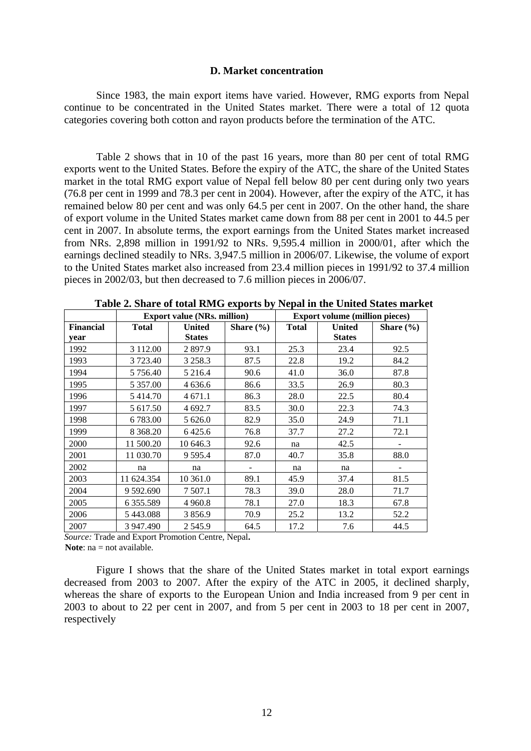### D. Market concentration

Since 1983, the main export items have varied. However, RMG exports from Nepal continue to be concentrated in the United States market. There were a total of 12 quota categories covering both cotton and rayon products before the termination of the ATC.

Table 2 shows that in 10 of the past 16 years, more than 80 per cent of total RMG exports went to the United States. Before the expiry of the ATC, the share of the United States market in the total RMG export value of Nepal fell below 80 per cent during only two years (76.8 per cent in 1999 and 78.3 per cent in 2004). However, after the expiry of the ATC, it has remained below 80 per cent and was only 64.5 per cent in 2007. On the other hand, the share of export volume in the United States market came down from 88 per cent in 2001 to 44.5 per cent in 2007. In absolute terms, the export earnings from the United States market increased from NRs. 2,898 million in 1991/92 to NRs. 9,595.4 million in 2000/01, after which the earnings declined steadily to NRs. 3,947.5 million in 2006/07. Likewise, the volume of export to the United States market also increased from 23.4 million pieces in 1991/92 to 37.4 million pieces in 2002/03, but then decreased to 7.6 million pieces in 2006/07.

**Table 2. Share of total RMG exports by Nepal in the United States market**

| | Export value (NRs. million) | | | Export volume (million pieces) | | |
|---|---|---|---|---|---|---|
| **Financial year** | **Total** | **United States** | **Share (%)** | **Total** | **United States** | **Share (%)** |
| 1992 | 3 112.00 | 2 897.9 | 93.1 | 25.3 | 23.4 | 92.5 |
| 1993 | 3 723.40 | 3 258.3 | 87.5 | 22.8 | 19.2 | 84.2 |
| 1994 | 5 756.40 | 5 216.4 | 90.6 | 41.0 | 36.0 | 87.8 |
| 1995 | 5 357.00 | 4 636.6 | 86.6 | 33.5 | 26.9 | 80.3 |
| 1996 | 5 414.70 | 4 671.1 | 86.3 | 28.0 | 22.5 | 80.4 |
| 1997 | 5 617.50 | 4 692.7 | 83.5 | 30.0 | 22.3 | 74.3 |
| 1998 | 6 783.00 | 5 626.0 | 82.9 | 35.0 | 24.9 | 71.1 |
| 1999 | 8 368.20 | 6 425.6 | 76.8 | 37.7 | 27.2 | 72.1 |
| 2000 | 11 500.20 | 10 646.3 | 92.6 | na | 42.5 | - |
| 2001 | 11 030.70 | 9 595.4 | 87.0 | 40.7 | 35.8 | 88.0 |
| 2002 | na | na | - | na | na | - |
| 2003 | 11 624.354 | 10 361.0 | 89.1 | 45.9 | 37.4 | 81.5 |
| 2004 | 9 592.690 | 7 507.1 | 78.3 | 39.0 | 28.0 | 71.7 |
| 2005 | 6 355.589 | 4 960.8 | 78.1 | 27.0 | 18.3 | 67.8 |
| 2006 | 5 443.088 | 3 856.9 | 70.9 | 25.2 | 13.2 | 52.2 |
| 2007 | 3 947.490 | 2 545.9 | 64.5 | 17.2 | 7.6 | 44.5 |

*Source:* Trade and Export Promotion Centre, Nepal**.**

**Note**: na = not available.

Figure I shows that the share of the United States market in total export earnings decreased from 2003 to 2007. After the expiry of the ATC in 2005, it declined sharply, whereas the share of exports to the European Union and India increased from 9 per cent in 2003 to about to 22 per cent in 2007, and from 5 per cent in 2003 to 18 per cent in 2007, respectively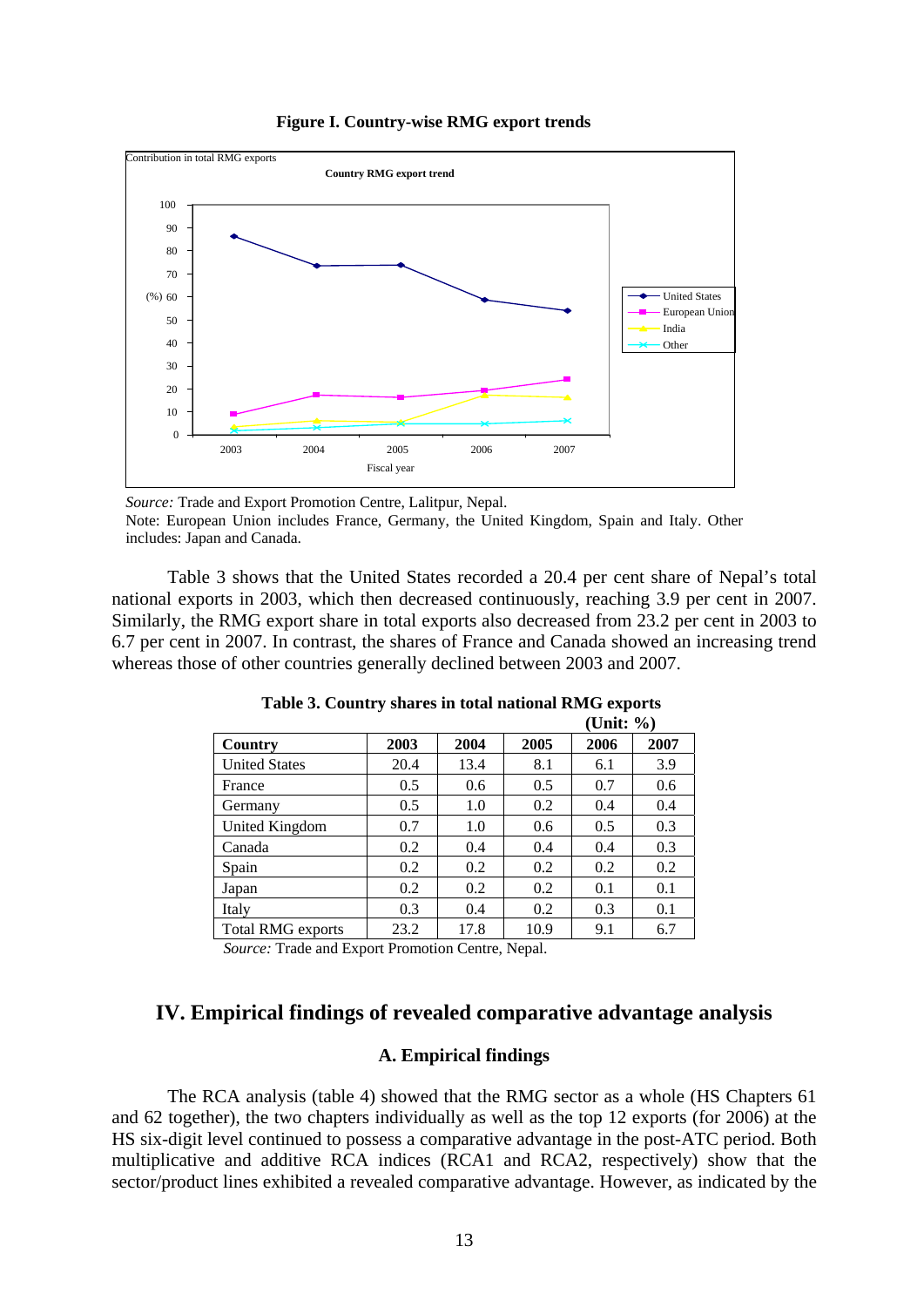**Figure I. Country-wise RMG export trends**

*Source:* Trade and Export Promotion Centre, Lalitpur, Nepal.

Note: European Union includes France, Germany, the United Kingdom, Spain and Italy. Other includes: Japan and Canada.

Table 3 shows that the United States recorded a 20.4 per cent share of Nepal's total national exports in 2003, which then decreased continuously, reaching 3.9 per cent in 2007. Similarly, the RMG export share in total exports also decreased from 23.2 per cent in 2003 to 6.7 per cent in 2007. In contrast, the shares of France and Canada showed an increasing trend whereas those of other countries generally declined between 2003 and 2007.

**Table 3. Country shares in total national RMG exports**

**(Unit: %)**

| Country | 2003 | 2004 | 2005 | 2006 | 2007 |
|---|---|---|---|---|---|
| United States | 20.4 | 13.4 | 8.1 | 6.1 | 3.9 |
| France | 0.5 | 0.6 | 0.5 | 0.7 | 0.6 |
| Germany | 0.5 | 1.0 | 0.2 | 0.4 | 0.4 |
| United Kingdom | 0.7 | 1.0 | 0.6 | 0.5 | 0.3 |
| Canada | 0.2 | 0.4 | 0.4 | 0.4 | 0.3 |
| Spain | 0.2 | 0.2 | 0.2 | 0.2 | 0.2 |
| Japan | 0.2 | 0.2 | 0.2 | 0.1 | 0.1 |
| Italy | 0.3 | 0.4 | 0.2 | 0.3 | 0.1 |
| Total RMG exports | 23.2 | 17.8 | 10.9 | 9.1 | 6.7 |

*Source:* Trade and Export Promotion Centre, Nepal.

## IV. Empirical findings of revealed comparative advantage analysis

### A. Empirical findings

The RCA analysis (table 4) showed that the RMG sector as a whole (HS Chapters 61 and 62 together), the two chapters individually as well as the top 12 exports (for 2006) at the HS six-digit level continued to possess a comparative advantage in the post-ATC period. Both multiplicative and additive RCA indices (RCA1 and RCA2, respectively) show that the sector/product lines exhibited a revealed comparative advantage. However, as indicated by the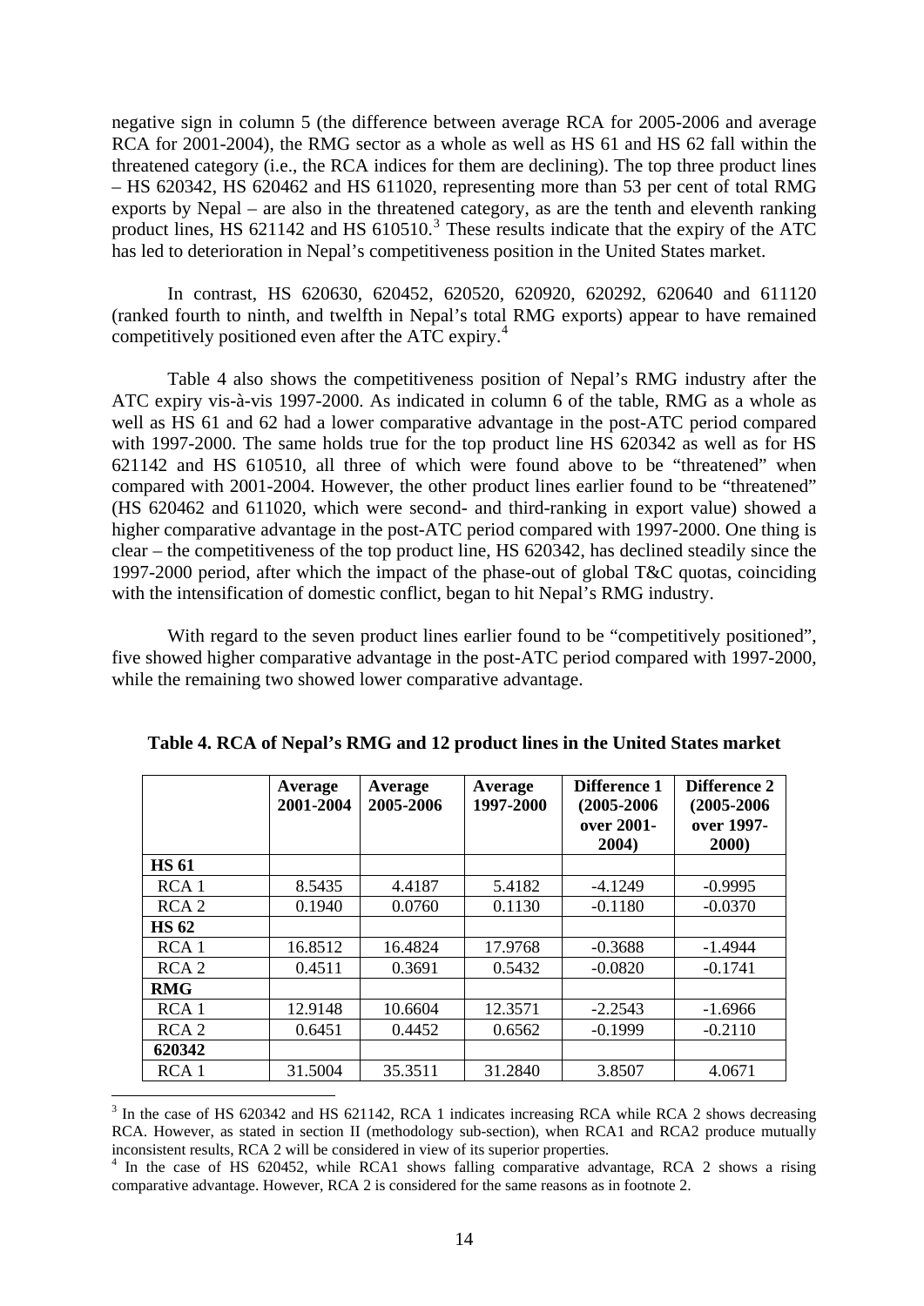negative sign in column 5 (the difference between average RCA for 2005-2006 and average RCA for 2001-2004), the RMG sector as a whole as well as HS 61 and HS 62 fall within the threatened category (i.e., the RCA indices for them are declining). The top three product lines – HS 620342, HS 620462 and HS 611020, representing more than 53 per cent of total RMG exports by Nepal – are also in the threatened category, as are the tenth and eleventh ranking product lines, HS 621142 and HS 610510.[3] These results indicate that the expiry of the ATC has led to deterioration in Nepal's competitiveness position in the United States market.

In contrast, HS 620630, 620452, 620520, 620920, 620292, 620640 and 611120 (ranked fourth to ninth, and twelfth in Nepal's total RMG exports) appear to have remained competitively positioned even after the ATC expiry.[4]

Table 4 also shows the competitiveness position of Nepal's RMG industry after the ATC expiry vis-à-vis 1997-2000. As indicated in column 6 of the table, RMG as a whole as well as HS 61 and 62 had a lower comparative advantage in the post-ATC period compared with 1997-2000. The same holds true for the top product line HS 620342 as well as for HS 621142 and HS 610510, all three of which were found above to be "threatened" when compared with 2001-2004. However, the other product lines earlier found to be "threatened" (HS 620462 and 611020, which were second- and third-ranking in export value) showed a higher comparative advantage in the post-ATC period compared with 1997-2000. One thing is clear – the competitiveness of the top product line, HS 620342, has declined steadily since the 1997-2000 period, after which the impact of the phase-out of global T&C quotas, coinciding with the intensification of domestic conflict, began to hit Nepal's RMG industry.

With regard to the seven product lines earlier found to be "competitively positioned", five showed higher comparative advantage in the post-ATC period compared with 1997-2000, while the remaining two showed lower comparative advantage.

**Table 4. RCA of Nepal's RMG and 12 product lines in the United States market**

| | Average 2001-2004 | Average 2005-2006 | Average 1997-2000 | Difference 1 (2005-2006 over 2001-2004) | Difference 2 (2005-2006 over 1997-2000) |
|---|---|---|---|---|---|
| **HS 61** | | | | | |
| RCA 1 | 8.5435 | 4.4187 | 5.4182 | -4.1249 | -0.9995 |
| RCA 2 | 0.1940 | 0.0760 | 0.1130 | -0.1180 | -0.0370 |
| **HS 62** | | | | | |
| RCA 1 | 16.8512 | 16.4824 | 17.9768 | -0.3688 | -1.4944 |
| RCA 2 | 0.4511 | 0.3691 | 0.5432 | -0.0820 | -0.1741 |
| **RMG** | | | | | |
| RCA 1 | 12.9148 | 10.6604 | 12.3571 | -2.2543 | -1.6966 |
| RCA 2 | 0.6451 | 0.4452 | 0.6562 | -0.1999 | -0.2110 |
| **620342** | | | | | |
| RCA 1 | 31.5004 | 35.3511 | 31.2840 | 3.8507 | 4.0671 |

[3] In the case of HS 620342 and HS 621142, RCA 1 indicates increasing RCA while RCA 2 shows decreasing RCA. However, as stated in section II (methodology sub-section), when RCA1 and RCA2 produce mutually inconsistent results, RCA 2 will be considered in view of its superior properties.

[4] In the case of HS 620452, while RCA1 shows falling comparative advantage, RCA 2 shows a rising comparative advantage. However, RCA 2 is considered for the same reasons as in footnote 2.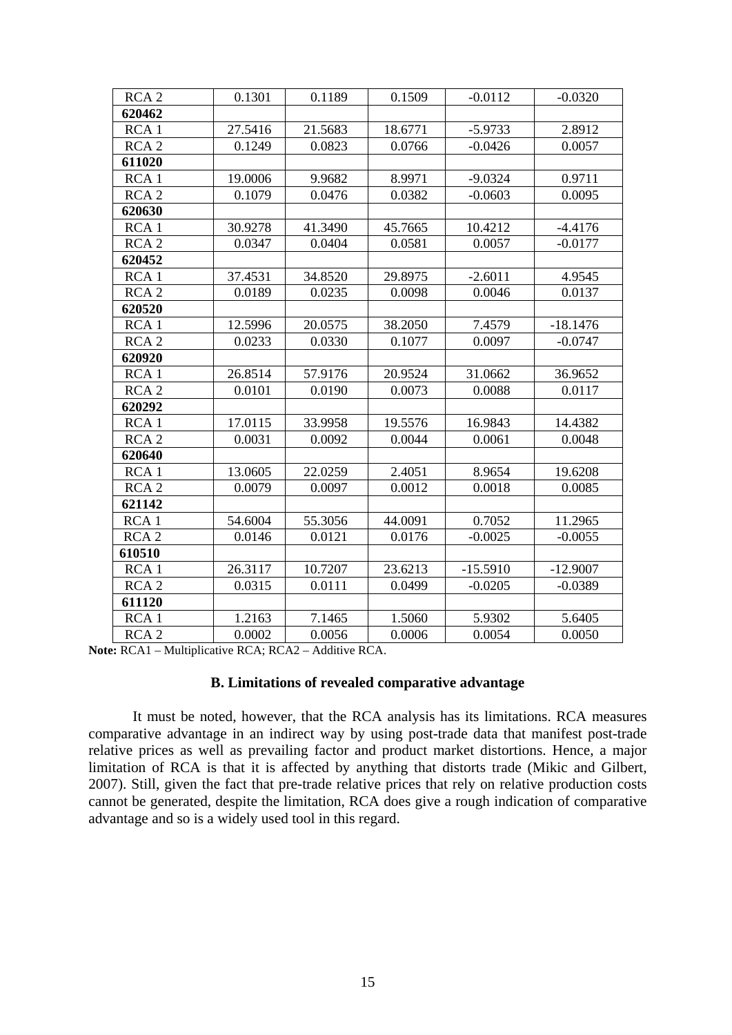| RCA 2 | 0.1301 | 0.1189 | 0.1509 | -0.0112 | -0.0320 |
|---|---|---|---|---|---|
| **620462** | | | | | |
| RCA 1 | 27.5416 | 21.5683 | 18.6771 | -5.9733 | 2.8912 |
| RCA 2 | 0.1249 | 0.0823 | 0.0766 | -0.0426 | 0.0057 |
| **611020** | | | | | |
| RCA 1 | 19.0006 | 9.9682 | 8.9971 | -9.0324 | 0.9711 |
| RCA 2 | 0.1079 | 0.0476 | 0.0382 | -0.0603 | 0.0095 |
| **620630** | | | | | |
| RCA 1 | 30.9278 | 41.3490 | 45.7665 | 10.4212 | -4.4176 |
| RCA 2 | 0.0347 | 0.0404 | 0.0581 | 0.0057 | -0.0177 |
| **620452** | | | | | |
| RCA 1 | 37.4531 | 34.8520 | 29.8975 | -2.6011 | 4.9545 |
| RCA 2 | 0.0189 | 0.0235 | 0.0098 | 0.0046 | 0.0137 |
| **620520** | | | | | |
| RCA 1 | 12.5996 | 20.0575 | 38.2050 | 7.4579 | -18.1476 |
| RCA 2 | 0.0233 | 0.0330 | 0.1077 | 0.0097 | -0.0747 |
| **620920** | | | | | |
| RCA 1 | 26.8514 | 57.9176 | 20.9524 | 31.0662 | 36.9652 |
| RCA 2 | 0.0101 | 0.0190 | 0.0073 | 0.0088 | 0.0117 |
| **620292** | | | | | |
| RCA 1 | 17.0115 | 33.9958 | 19.5576 | 16.9843 | 14.4382 |
| RCA 2 | 0.0031 | 0.0092 | 0.0044 | 0.0061 | 0.0048 |
| **620640** | | | | | |
| RCA 1 | 13.0605 | 22.0259 | 2.4051 | 8.9654 | 19.6208 |
| RCA 2 | 0.0079 | 0.0097 | 0.0012 | 0.0018 | 0.0085 |
| **621142** | | | | | |
| RCA 1 | 54.6004 | 55.3056 | 44.0091 | 0.7052 | 11.2965 |
| RCA 2 | 0.0146 | 0.0121 | 0.0176 | -0.0025 | -0.0055 |
| **610510** | | | | | |
| RCA 1 | 26.3117 | 10.7207 | 23.6213 | -15.5910 | -12.9007 |
| RCA 2 | 0.0315 | 0.0111 | 0.0499 | -0.0205 | -0.0389 |
| **611120** | | | | | |
| RCA 1 | 1.2163 | 7.1465 | 1.5060 | 5.9302 | 5.6405 |
| RCA 2 | 0.0002 | 0.0056 | 0.0006 | 0.0054 | 0.0050 |

**Note:** RCA1 – Multiplicative RCA; RCA2 – Additive RCA.

### B. Limitations of revealed comparative advantage

It must be noted, however, that the RCA analysis has its limitations. RCA measures comparative advantage in an indirect way by using post-trade data that manifest post-trade relative prices as well as prevailing factor and product market distortions. Hence, a major limitation of RCA is that it is affected by anything that distorts trade (Mikic and Gilbert, 2007). Still, given the fact that pre-trade relative prices that rely on relative production costs cannot be generated, despite the limitation, RCA does give a rough indication of comparative advantage and so is a widely used tool in this regard.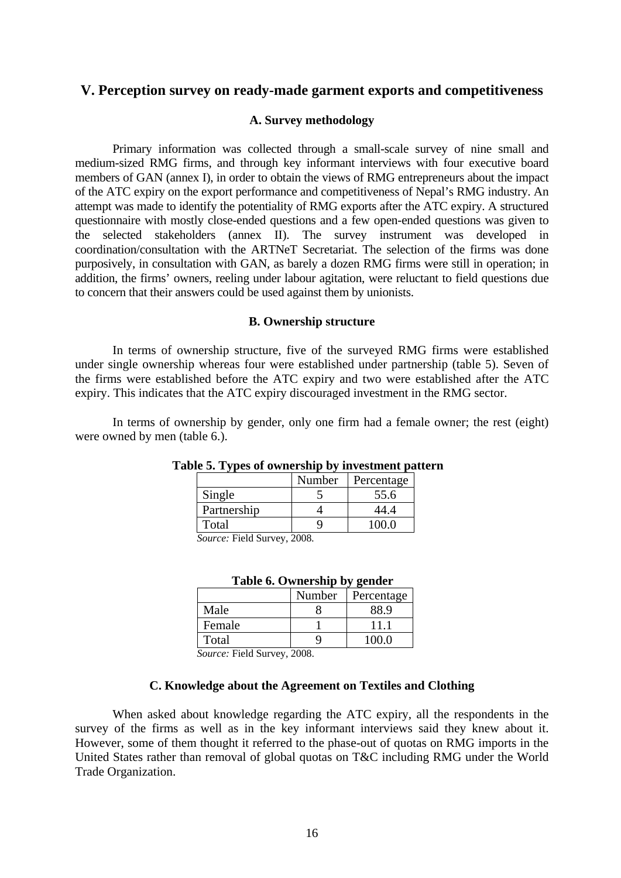## V. Perception survey on ready-made garment exports and competitiveness

### A. Survey methodology

Primary information was collected through a small-scale survey of nine small and medium-sized RMG firms, and through key informant interviews with four executive board members of GAN (annex I), in order to obtain the views of RMG entrepreneurs about the impact of the ATC expiry on the export performance and competitiveness of Nepal's RMG industry. An attempt was made to identify the potentiality of RMG exports after the ATC expiry. A structured questionnaire with mostly close-ended questions and a few open-ended questions was given to the selected stakeholders (annex II). The survey instrument was developed in coordination/consultation with the ARTNeT Secretariat. The selection of the firms was done purposively, in consultation with GAN, as barely a dozen RMG firms were still in operation; in addition, the firms' owners, reeling under labour agitation, were reluctant to field questions due to concern that their answers could be used against them by unionists.

### B. Ownership structure

In terms of ownership structure, five of the surveyed RMG firms were established under single ownership whereas four were established under partnership (table 5). Seven of the firms were established before the ATC expiry and two were established after the ATC expiry. This indicates that the ATC expiry discouraged investment in the RMG sector.

In terms of ownership by gender, only one firm had a female owner; the rest (eight) were owned by men (table 6.).

**Table 5. Types of ownership by investment pattern**

| | Number | Percentage |
|---|---|---|
| Single | 5 | 55.6 |
| Partnership | 4 | 44.4 |
| Total | 9 | 100.0 |

*Source:* Field Survey, 2008.

**Table 6. Ownership by gender**

| | Number | Percentage |
|---|---|---|
| Male | 8 | 88.9 |
| Female | 1 | 11.1 |
| Total | 9 | 100.0 |

*Source:* Field Survey, 2008.

### C. Knowledge about the Agreement on Textiles and Clothing

When asked about knowledge regarding the ATC expiry, all the respondents in the survey of the firms as well as in the key informant interviews said they knew about it. However, some of them thought it referred to the phase-out of quotas on RMG imports in the United States rather than removal of global quotas on T&C including RMG under the World Trade Organization.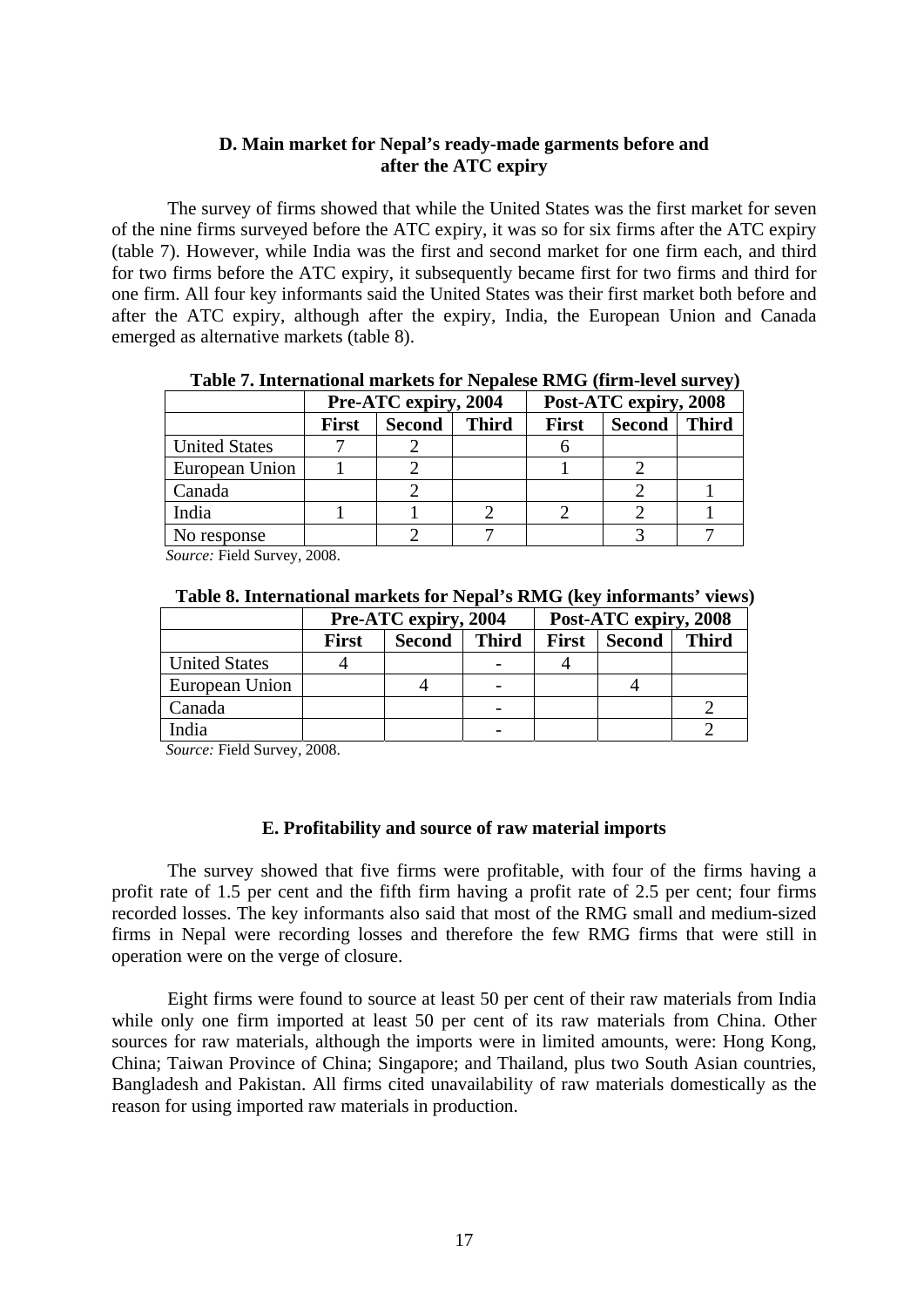### D. Main market for Nepal's ready-made garments before and after the ATC expiry

The survey of firms showed that while the United States was the first market for seven of the nine firms surveyed before the ATC expiry, it was so for six firms after the ATC expiry (table 7). However, while India was the first and second market for one firm each, and third for two firms before the ATC expiry, it subsequently became first for two firms and third for one firm. All four key informants said the United States was their first market both before and after the ATC expiry, although after the expiry, India, the European Union and Canada emerged as alternative markets (table 8).

**Table 7. International markets for Nepalese RMG (firm-level survey)**

| | Pre-ATC expiry, 2004 | | | Post-ATC expiry, 2008 | | |
|---|---|---|---|---|---|---|
| | **First** | **Second** | **Third** | **First** | **Second** | **Third** |
| United States | 7 | 2 | | 6 | | |
| European Union | 1 | 2 | | 1 | 2 | |
| Canada | | 2 | | | 2 | 1 |
| India | 1 | 1 | 2 | 2 | 2 | 1 |
| No response | | 2 | 7 | | 3 | 7 |

*Source:* Field Survey, 2008.

**Table 8. International markets for Nepal's RMG (key informants' views)**

| | Pre-ATC expiry, 2004 | | | Post-ATC expiry, 2008 | | |
|---|---|---|---|---|---|---|
| | **First** | **Second** | **Third** | **First** | **Second** | **Third** |
| United States | 4 | | - | 4 | | |
| European Union | | 4 | - | | 4 | |
| Canada | | | - | | | 2 |
| India | | | - | | | 2 |

*Source:* Field Survey, 2008.

### E. Profitability and source of raw material imports

The survey showed that five firms were profitable, with four of the firms having a profit rate of 1.5 per cent and the fifth firm having a profit rate of 2.5 per cent; four firms recorded losses. The key informants also said that most of the RMG small and medium-sized firms in Nepal were recording losses and therefore the few RMG firms that were still in operation were on the verge of closure.

Eight firms were found to source at least 50 per cent of their raw materials from India while only one firm imported at least 50 per cent of its raw materials from China. Other sources for raw materials, although the imports were in limited amounts, were: Hong Kong, China; Taiwan Province of China; Singapore; and Thailand, plus two South Asian countries, Bangladesh and Pakistan. All firms cited unavailability of raw materials domestically as the reason for using imported raw materials in production.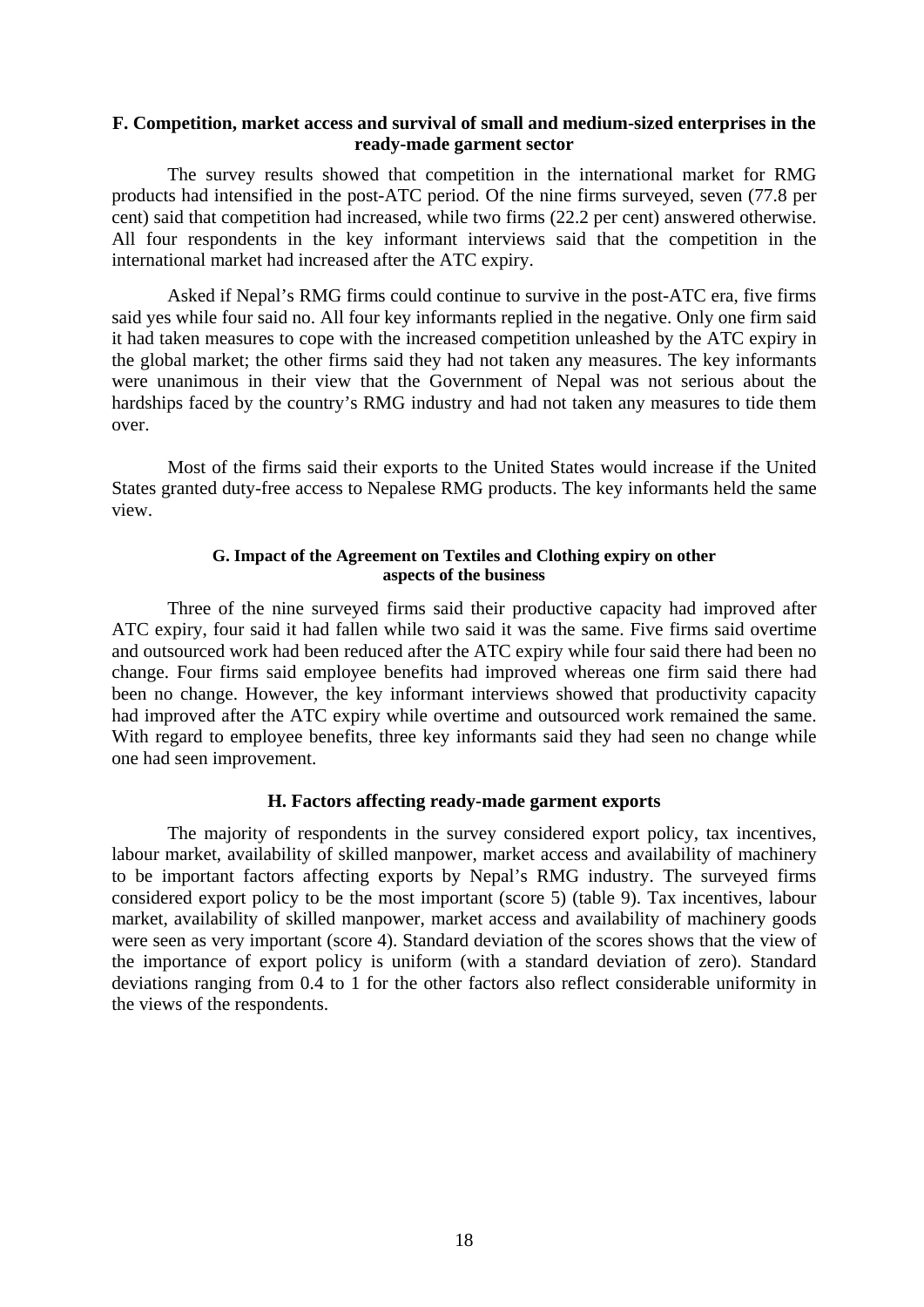### F. Competition, market access and survival of small and medium-sized enterprises in the ready-made garment sector

The survey results showed that competition in the international market for RMG products had intensified in the post-ATC period. Of the nine firms surveyed, seven (77.8 per cent) said that competition had increased, while two firms (22.2 per cent) answered otherwise. All four respondents in the key informant interviews said that the competition in the international market had increased after the ATC expiry.

Asked if Nepal's RMG firms could continue to survive in the post-ATC era, five firms said yes while four said no. All four key informants replied in the negative. Only one firm said it had taken measures to cope with the increased competition unleashed by the ATC expiry in the global market; the other firms said they had not taken any measures. The key informants were unanimous in their view that the Government of Nepal was not serious about the hardships faced by the country's RMG industry and had not taken any measures to tide them over.

Most of the firms said their exports to the United States would increase if the United States granted duty-free access to Nepalese RMG products. The key informants held the same view.

### G. Impact of the Agreement on Textiles and Clothing expiry on other aspects of the business

Three of the nine surveyed firms said their productive capacity had improved after ATC expiry, four said it had fallen while two said it was the same. Five firms said overtime and outsourced work had been reduced after the ATC expiry while four said there had been no change. Four firms said employee benefits had improved whereas one firm said there had been no change. However, the key informant interviews showed that productivity capacity had improved after the ATC expiry while overtime and outsourced work remained the same. With regard to employee benefits, three key informants said they had seen no change while one had seen improvement.

### H. Factors affecting ready-made garment exports

The majority of respondents in the survey considered export policy, tax incentives, labour market, availability of skilled manpower, market access and availability of machinery to be important factors affecting exports by Nepal's RMG industry. The surveyed firms considered export policy to be the most important (score 5) (table 9). Tax incentives, labour market, availability of skilled manpower, market access and availability of machinery goods were seen as very important (score 4). Standard deviation of the scores shows that the view of the importance of export policy is uniform (with a standard deviation of zero). Standard deviations ranging from 0.4 to 1 for the other factors also reflect considerable uniformity in the views of the respondents.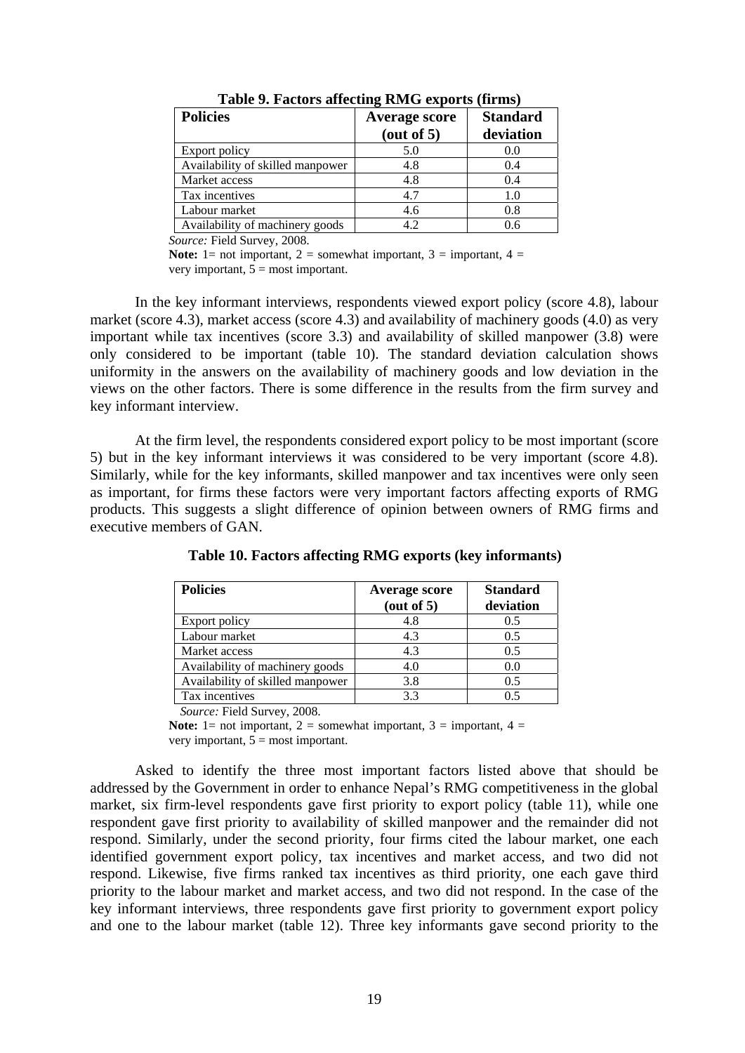**Table 9. Factors affecting RMG exports (firms)**

| Policies | Average score (out of 5) | Standard deviation |
|---|---|---|
| Export policy | 5.0 | 0.0 |
| Availability of skilled manpower | 4.8 | 0.4 |
| Market access | 4.8 | 0.4 |
| Tax incentives | 4.7 | 1.0 |
| Labour market | 4.6 | 0.8 |
| Availability of machinery goods | 4.2 | 0.6 |

*Source:* Field Survey, 2008.

**Note:** 1= not important, 2 = somewhat important, 3 = important, 4 = very important, 5 = most important.

In the key informant interviews, respondents viewed export policy (score 4.8), labour market (score 4.3), market access (score 4.3) and availability of machinery goods (4.0) as very important while tax incentives (score 3.3) and availability of skilled manpower (3.8) were only considered to be important (table 10). The standard deviation calculation shows uniformity in the answers on the availability of machinery goods and low deviation in the views on the other factors. There is some difference in the results from the firm survey and key informant interview.

At the firm level, the respondents considered export policy to be most important (score 5) but in the key informant interviews it was considered to be very important (score 4.8). Similarly, while for the key informants, skilled manpower and tax incentives were only seen as important, for firms these factors were very important factors affecting exports of RMG products. This suggests a slight difference of opinion between owners of RMG firms and executive members of GAN.

**Table 10. Factors affecting RMG exports (key informants)**

| Policies | Average score (out of 5) | Standard deviation |
|---|---|---|
| Export policy | 4.8 | 0.5 |
| Labour market | 4.3 | 0.5 |
| Market access | 4.3 | 0.5 |
| Availability of machinery goods | 4.0 | 0.0 |
| Availability of skilled manpower | 3.8 | 0.5 |
| Tax incentives | 3.3 | 0.5 |

*Source:* Field Survey, 2008.

**Note:** 1= not important, 2 = somewhat important, 3 = important, 4 = very important, 5 = most important.

Asked to identify the three most important factors listed above that should be addressed by the Government in order to enhance Nepal's RMG competitiveness in the global market, six firm-level respondents gave first priority to export policy (table 11), while one respondent gave first priority to availability of skilled manpower and the remainder did not respond. Similarly, under the second priority, four firms cited the labour market, one each identified government export policy, tax incentives and market access, and two did not respond. Likewise, five firms ranked tax incentives as third priority, one each gave third priority to the labour market and market access, and two did not respond. In the case of the key informant interviews, three respondents gave first priority to government export policy and one to the labour market (table 12). Three key informants gave second priority to the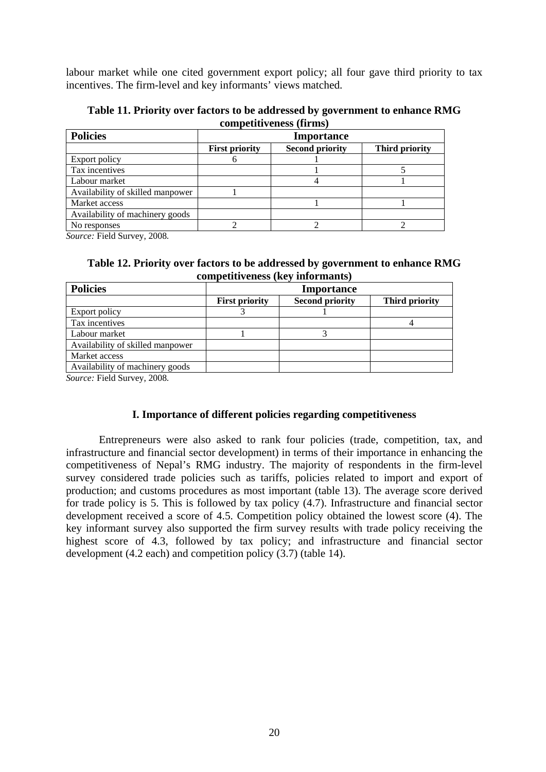labour market while one cited government export policy; all four gave third priority to tax incentives. The firm-level and key informants' views matched.

**Table 11. Priority over factors to be addressed by government to enhance RMG competitiveness (firms)**

| Policies | Importance | | |
|---|---|---|---|
| | First priority | Second priority | Third priority |
| Export policy | 6 | 1 | |
| Tax incentives | | 1 | 5 |
| Labour market | | 4 | 1 |
| Availability of skilled manpower | 1 | | |
| Market access | | 1 | 1 |
| Availability of machinery goods | | | |
| No responses | 2 | 2 | 2 |

*Source:* Field Survey, 2008.

**Table 12. Priority over factors to be addressed by government to enhance RMG competitiveness (key informants)**

| Policies | Importance | | |
|---|---|---|---|
| | First priority | Second priority | Third priority |
| Export policy | 3 | 1 | |
| Tax incentives | | | 4 |
| Labour market | 1 | 3 | |
| Availability of skilled manpower | | | |
| Market access | | | |
| Availability of machinery goods | | | |

*Source:* Field Survey, 2008.

### I. Importance of different policies regarding competitiveness

Entrepreneurs were also asked to rank four policies (trade, competition, tax, and infrastructure and financial sector development) in terms of their importance in enhancing the competitiveness of Nepal's RMG industry. The majority of respondents in the firm-level survey considered trade policies such as tariffs, policies related to import and export of production; and customs procedures as most important (table 13). The average score derived for trade policy is 5. This is followed by tax policy (4.7). Infrastructure and financial sector development received a score of 4.5. Competition policy obtained the lowest score (4). The key informant survey also supported the firm survey results with trade policy receiving the highest score of 4.3, followed by tax policy; and infrastructure and financial sector development (4.2 each) and competition policy (3.7) (table 14).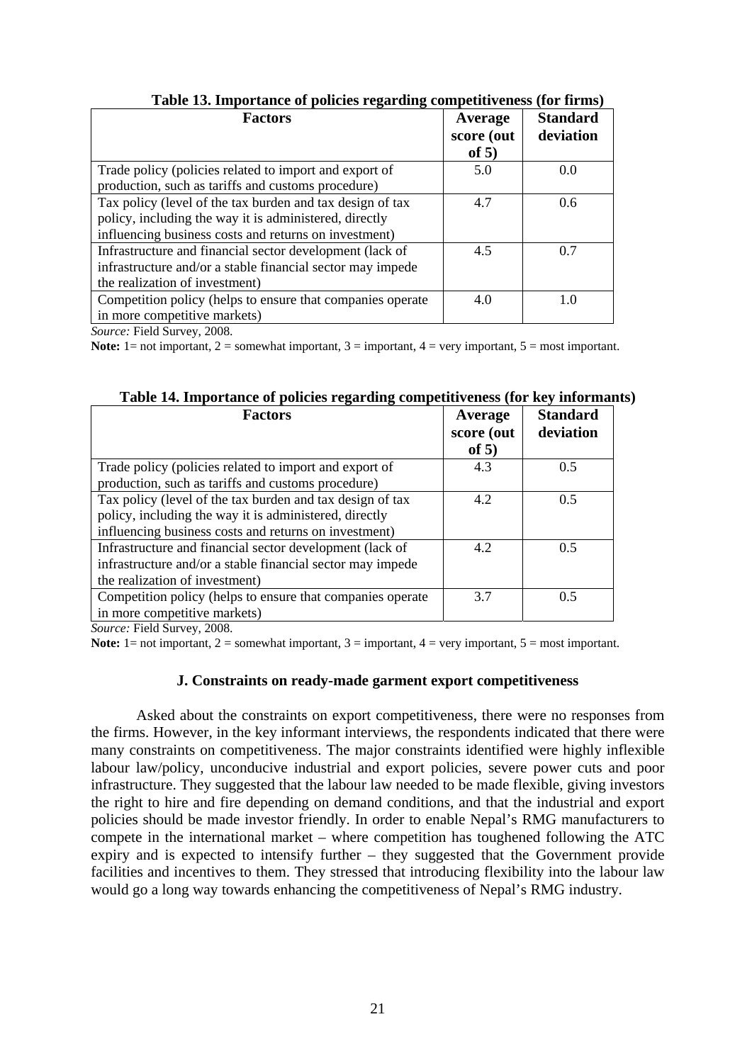**Table 13. Importance of policies regarding competitiveness (for firms)**

| Factors | Average score (out of 5) | Standard deviation |
|---|---|---|
| Trade policy (policies related to import and export of production, such as tariffs and customs procedure) | 5.0 | 0.0 |
| Tax policy (level of the tax burden and tax design of tax policy, including the way it is administered, directly influencing business costs and returns on investment) | 4.7 | 0.6 |
| Infrastructure and financial sector development (lack of infrastructure and/or a stable financial sector may impede the realization of investment) | 4.5 | 0.7 |
| Competition policy (helps to ensure that companies operate in more competitive markets) | 4.0 | 1.0 |

*Source:* Field Survey, 2008.

**Note:** 1= not important, 2 = somewhat important, 3 = important, 4 = very important, 5 = most important.

**Table 14. Importance of policies regarding competitiveness (for key informants)**

| Factors | Average score (out of 5) | Standard deviation |
|---|---|---|
| Trade policy (policies related to import and export of production, such as tariffs and customs procedure) | 4.3 | 0.5 |
| Tax policy (level of the tax burden and tax design of tax policy, including the way it is administered, directly influencing business costs and returns on investment) | 4.2 | 0.5 |
| Infrastructure and financial sector development (lack of infrastructure and/or a stable financial sector may impede the realization of investment) | 4.2 | 0.5 |
| Competition policy (helps to ensure that companies operate in more competitive markets) | 3.7 | 0.5 |

*Source:* Field Survey, 2008.

**Note:** 1= not important, 2 = somewhat important, 3 = important, 4 = very important, 5 = most important.

### J. Constraints on ready-made garment export competitiveness

Asked about the constraints on export competitiveness, there were no responses from the firms. However, in the key informant interviews, the respondents indicated that there were many constraints on competitiveness. The major constraints identified were highly inflexible labour law/policy, unconducive industrial and export policies, severe power cuts and poor infrastructure. They suggested that the labour law needed to be made flexible, giving investors the right to hire and fire depending on demand conditions, and that the industrial and export policies should be made investor friendly. In order to enable Nepal's RMG manufacturers to compete in the international market – where competition has toughened following the ATC expiry and is expected to intensify further – they suggested that the Government provide facilities and incentives to them. They stressed that introducing flexibility into the labour law would go a long way towards enhancing the competitiveness of Nepal's RMG industry.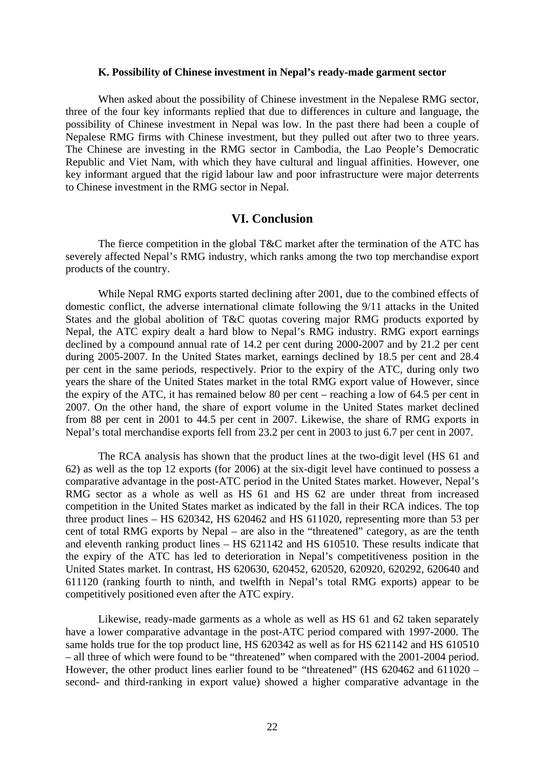### K. Possibility of Chinese investment in Nepal's ready-made garment sector

When asked about the possibility of Chinese investment in the Nepalese RMG sector, three of the four key informants replied that due to differences in culture and language, the possibility of Chinese investment in Nepal was low. In the past there had been a couple of Nepalese RMG firms with Chinese investment, but they pulled out after two to three years. The Chinese are investing in the RMG sector in Cambodia, the Lao People's Democratic Republic and Viet Nam, with which they have cultural and lingual affinities. However, one key informant argued that the rigid labour law and poor infrastructure were major deterrents to Chinese investment in the RMG sector in Nepal.

## VI. Conclusion

The fierce competition in the global T&C market after the termination of the ATC has severely affected Nepal's RMG industry, which ranks among the two top merchandise export products of the country.

While Nepal RMG exports started declining after 2001, due to the combined effects of domestic conflict, the adverse international climate following the 9/11 attacks in the United States and the global abolition of T&C quotas covering major RMG products exported by Nepal, the ATC expiry dealt a hard blow to Nepal's RMG industry. RMG export earnings declined by a compound annual rate of 14.2 per cent during 2000-2007 and by 21.2 per cent during 2005-2007. In the United States market, earnings declined by 18.5 per cent and 28.4 per cent in the same periods, respectively. Prior to the expiry of the ATC, during only two years the share of the United States market in the total RMG export value of However, since the expiry of the ATC, it has remained below 80 per cent – reaching a low of 64.5 per cent in 2007. On the other hand, the share of export volume in the United States market declined from 88 per cent in 2001 to 44.5 per cent in 2007. Likewise, the share of RMG exports in Nepal's total merchandise exports fell from 23.2 per cent in 2003 to just 6.7 per cent in 2007.

The RCA analysis has shown that the product lines at the two-digit level (HS 61 and 62) as well as the top 12 exports (for 2006) at the six-digit level have continued to possess a comparative advantage in the post-ATC period in the United States market. However, Nepal's RMG sector as a whole as well as HS 61 and HS 62 are under threat from increased competition in the United States market as indicated by the fall in their RCA indices. The top three product lines – HS 620342, HS 620462 and HS 611020, representing more than 53 per cent of total RMG exports by Nepal – are also in the "threatened" category, as are the tenth and eleventh ranking product lines – HS 621142 and HS 610510. These results indicate that the expiry of the ATC has led to deterioration in Nepal's competitiveness position in the United States market. In contrast, HS 620630, 620452, 620520, 620920, 620292, 620640 and 611120 (ranking fourth to ninth, and twelfth in Nepal's total RMG exports) appear to be competitively positioned even after the ATC expiry.

Likewise, ready-made garments as a whole as well as HS 61 and 62 taken separately have a lower comparative advantage in the post-ATC period compared with 1997-2000. The same holds true for the top product line, HS 620342 as well as for HS 621142 and HS 610510 – all three of which were found to be "threatened" when compared with the 2001-2004 period. However, the other product lines earlier found to be "threatened" (HS 620462 and 611020 – second- and third-ranking in export value) showed a higher comparative advantage in the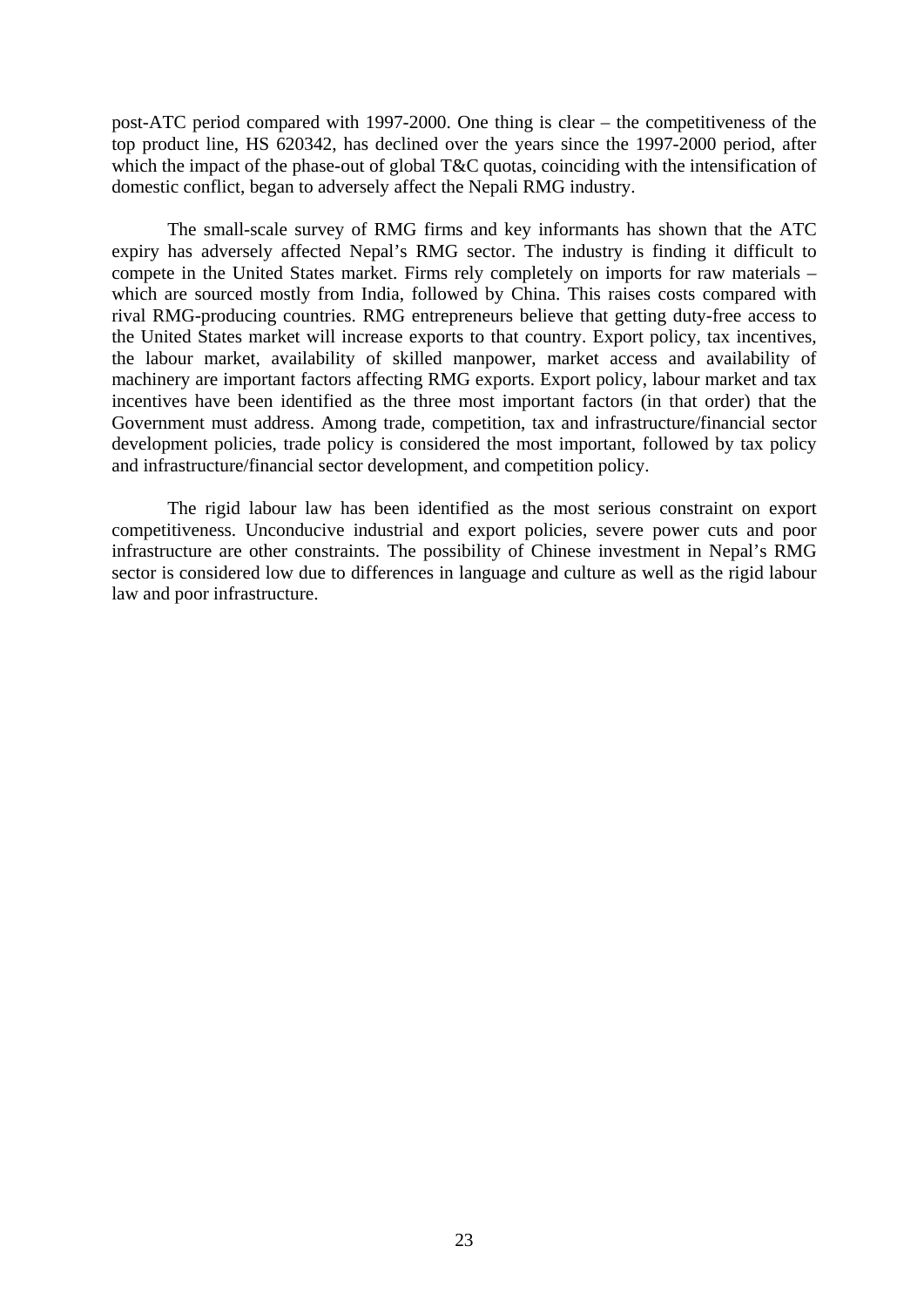post-ATC period compared with 1997-2000. One thing is clear – the competitiveness of the top product line, HS 620342, has declined over the years since the 1997-2000 period, after which the impact of the phase-out of global T&C quotas, coinciding with the intensification of domestic conflict, began to adversely affect the Nepali RMG industry.

The small-scale survey of RMG firms and key informants has shown that the ATC expiry has adversely affected Nepal's RMG sector. The industry is finding it difficult to compete in the United States market. Firms rely completely on imports for raw materials – which are sourced mostly from India, followed by China. This raises costs compared with rival RMG-producing countries. RMG entrepreneurs believe that getting duty-free access to the United States market will increase exports to that country. Export policy, tax incentives, the labour market, availability of skilled manpower, market access and availability of machinery are important factors affecting RMG exports. Export policy, labour market and tax incentives have been identified as the three most important factors (in that order) that the Government must address. Among trade, competition, tax and infrastructure/financial sector development policies, trade policy is considered the most important, followed by tax policy and infrastructure/financial sector development, and competition policy.

The rigid labour law has been identified as the most serious constraint on export competitiveness. Unconducive industrial and export policies, severe power cuts and poor infrastructure are other constraints. The possibility of Chinese investment in Nepal's RMG sector is considered low due to differences in language and culture as well as the rigid labour law and poor infrastructure.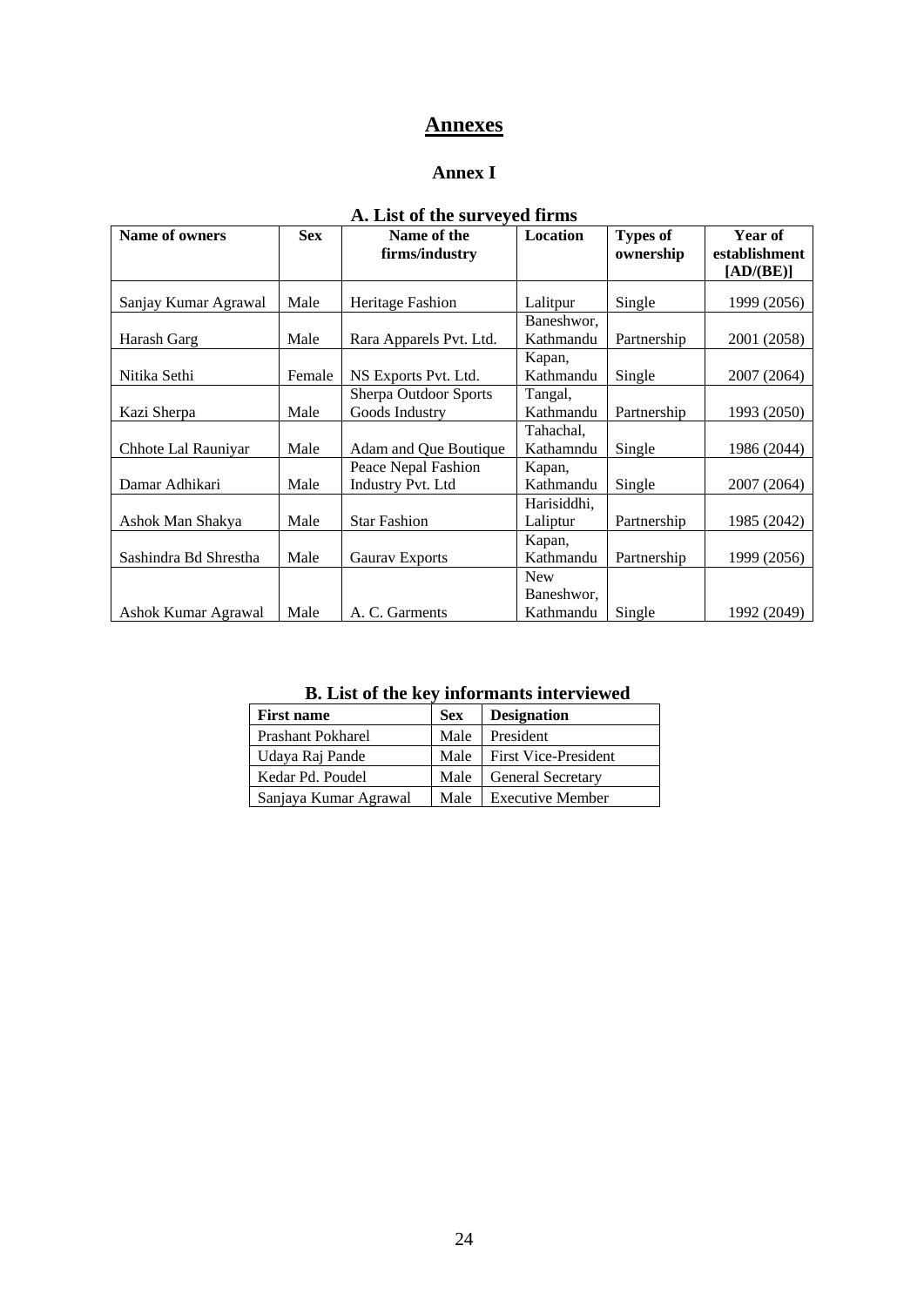# Annexes

## Annex I

### A. List of the surveyed firms

| Name of owners | Sex | Name of the firms/industry | Location | Types of ownership | Year of establishment [AD/(BE)] |
|---|---|---|---|---|---|
| Sanjay Kumar Agrawal | Male | Heritage Fashion | Lalitpur | Single | 1999 (2056) |
| Harash Garg | Male | Rara Apparels Pvt. Ltd. | Baneshwor, Kathmandu | Partnership | 2001 (2058) |
| Nitika Sethi | Female | NS Exports Pvt. Ltd. | Kapan, Kathmandu | Single | 2007 (2064) |
| Kazi Sherpa | Male | Sherpa Outdoor Sports Goods Industry | Tangal, Kathmandu | Partnership | 1993 (2050) |
| Chhote Lal Rauniyar | Male | Adam and Que Boutique | Tahachal, Kathamndu | Single | 1986 (2044) |
| Damar Adhikari | Male | Peace Nepal Fashion Industry Pvt. Ltd | Kapan, Kathmandu | Single | 2007 (2064) |
| Ashok Man Shakya | Male | Star Fashion | Harisiddhi, Laliptur | Partnership | 1985 (2042) |
| Sashindra Bd Shrestha | Male | Gaurav Exports | Kapan, Kathmandu | Partnership | 1999 (2056) |
| Ashok Kumar Agrawal | Male | A. C. Garments | New Baneshwor, Kathmandu | Single | 1992 (2049) |

### B. List of the key informants interviewed

| First name | Sex | Designation |
|---|---|---|
| Prashant Pokharel | Male | President |
| Udaya Raj Pande | Male | First Vice-President |
| Kedar Pd. Poudel | Male | General Secretary |
| Sanjaya Kumar Agrawal | Male | Executive Member |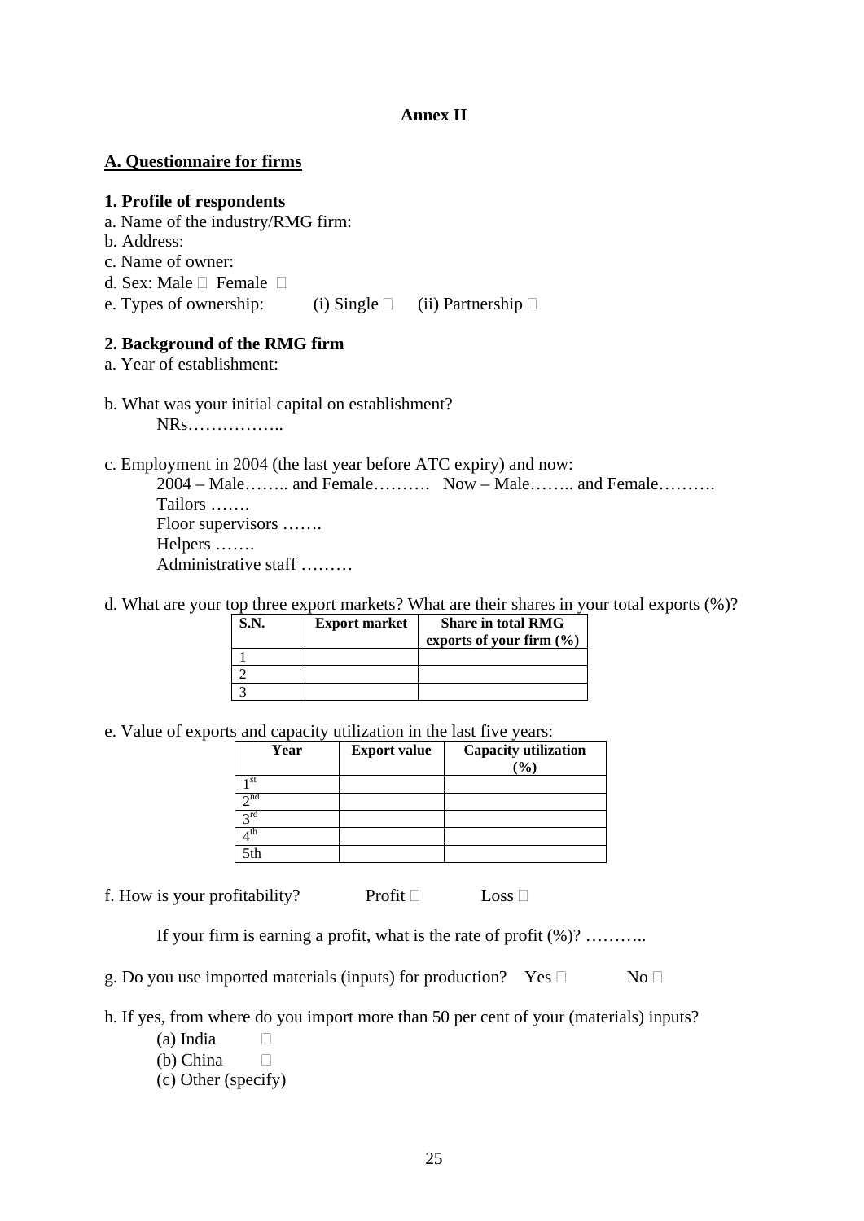**Annex II**

## A. Questionnaire for firms

### 1. Profile of respondents

a. Name of the industry/RMG firm:

b. Address:

c. Name of owner:

d. Sex: Male □ Female □

e. Types of ownership: (i) Single □ (ii) Partnership □

### 2. Background of the RMG firm

a. Year of establishment:

b. What was your initial capital on establishment?

NRs……………..

c. Employment in 2004 (the last year before ATC expiry) and now:

2004 – Male…….. and Female………. Now – Male…….. and Female……….

Tailors …….

Floor supervisors …….

Helpers …….

Administrative staff ………

d. What are your top three export markets? What are their shares in your total exports (%)?

| S.N. | Export market | Share in total RMG exports of your firm (%) |
|---|---|---|
| 1 | | |
| 2 | | |
| 3 | | |

e. Value of exports and capacity utilization in the last five years:

| Year | Export value | Capacity utilization (%) |
|---|---|---|
| 1st | | |
| 2nd | | |
| 3rd | | |
| 4th | | |
| 5th | | |

f. How is your profitability? Profit □ Loss □

If your firm is earning a profit, what is the rate of profit (%)? ………..

g. Do you use imported materials (inputs) for production? Yes □ No □

h. If yes, from where do you import more than 50 per cent of your (materials) inputs?

(a) India □

(b) China □

(c) Other (specify)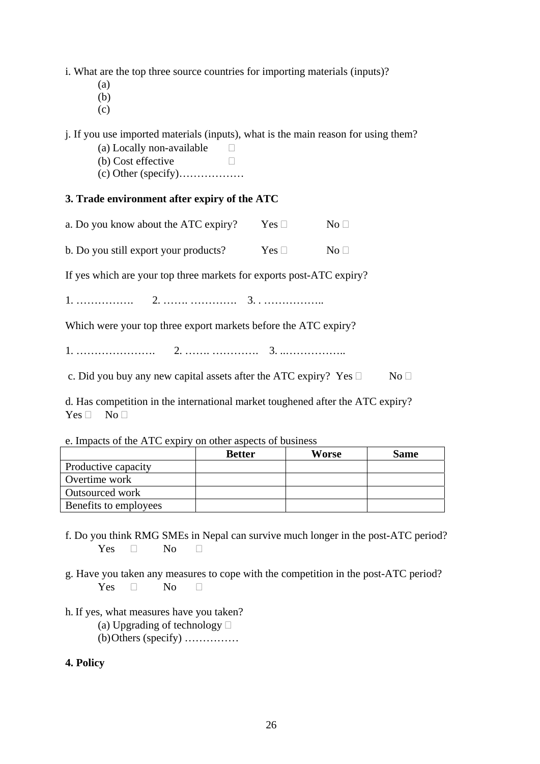i. What are the top three source countries for importing materials (inputs)?

(a)

(b)

(c)

j. If you use imported materials (inputs), what is the main reason for using them?

(a) Locally non-available □

(b) Cost effective □

(c) Other (specify)………………

**3. Trade environment after expiry of the ATC**

a. Do you know about the ATC expiry? Yes □ No □

b. Do you still export your products? Yes □ No □

If yes which are your top three markets for exports post-ATC expiry?

1. ……………. 2. ……. …………. 3. . ……………..

Which were your top three export markets before the ATC expiry?

1. …………………. 2. ……. …………. 3. ..……………..

c. Did you buy any new capital assets after the ATC expiry? Yes □ No □

d. Has competition in the international market toughened after the ATC expiry?
Yes □ No □

e. Impacts of the ATC expiry on other aspects of business

| | Better | Worse | Same |
|---|---|---|---|
| Productive capacity | | | |
| Overtime work | | | |
| Outsourced work | | | |
| Benefits to employees | | | |

f. Do you think RMG SMEs in Nepal can survive much longer in the post-ATC period?
Yes □ No □

g. Have you taken any measures to cope with the competition in the post-ATC period?
Yes □ No □

h. If yes, what measures have you taken?

(a) Upgrading of technology □

(b) Others (specify) ……………

**4. Policy**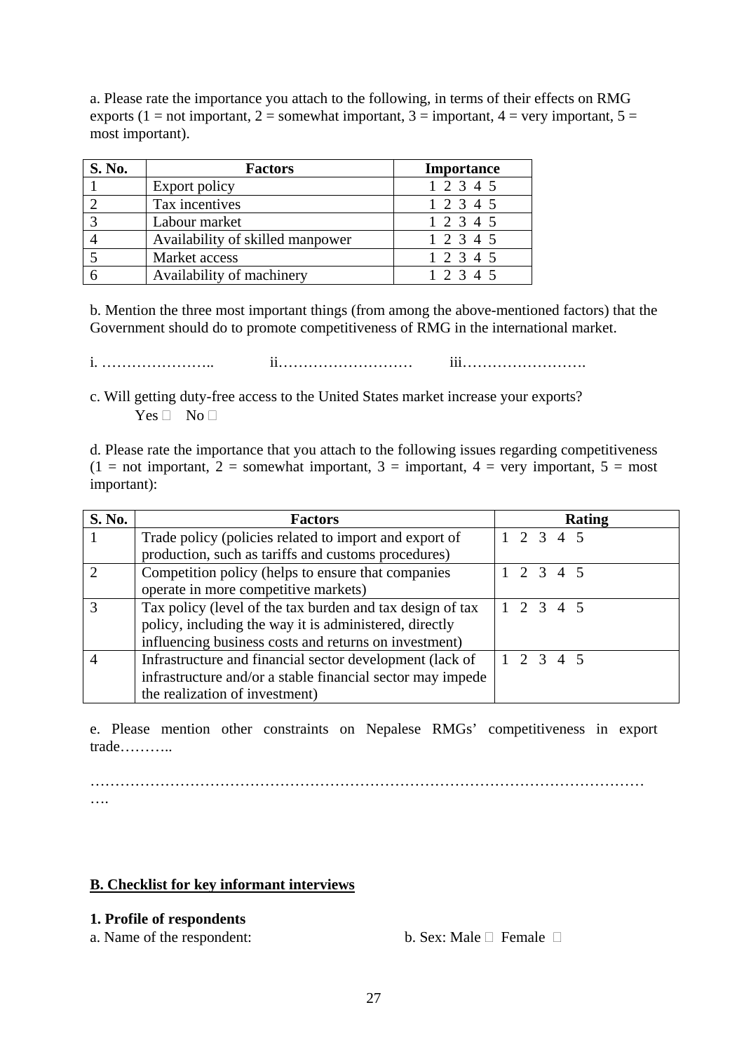a. Please rate the importance you attach to the following, in terms of their effects on RMG exports (1 = not important, 2 = somewhat important, 3 = important, 4 = very important, 5 = most important).

| S. No. | Factors | Importance |
|---|---|---|
| 1 | Export policy | 1 2 3 4 5 |
| 2 | Tax incentives | 1 2 3 4 5 |
| 3 | Labour market | 1 2 3 4 5 |
| 4 | Availability of skilled manpower | 1 2 3 4 5 |
| 5 | Market access | 1 2 3 4 5 |
| 6 | Availability of machinery | 1 2 3 4 5 |

b. Mention the three most important things (from among the above-mentioned factors) that the Government should do to promote competitiveness of RMG in the international market.

i. ………………….. ii……………………… iii…………………….

c. Will getting duty-free access to the United States market increase your exports?
Yes □ No □

d. Please rate the importance that you attach to the following issues regarding competitiveness (1 = not important, 2 = somewhat important, 3 = important, 4 = very important, 5 = most important):

| S. No. | Factors | Rating |
|---|---|---|
| 1 | Trade policy (policies related to import and export of production, such as tariffs and customs procedures) | 1 2 3 4 5 |
| 2 | Competition policy (helps to ensure that companies operate in more competitive markets) | 1 2 3 4 5 |
| 3 | Tax policy (level of the tax burden and tax design of tax policy, including the way it is administered, directly influencing business costs and returns on investment) | 1 2 3 4 5 |
| 4 | Infrastructure and financial sector development (lack of infrastructure and/or a stable financial sector may impede the realization of investment) | 1 2 3 4 5 |

e. Please mention other constraints on Nepalese RMGs' competitiveness in export trade………..

…………………………………………………………………………………………………
….

## B. Checklist for key informant interviews

**1. Profile of respondents**

a. Name of the respondent: b. Sex: Male □ Female □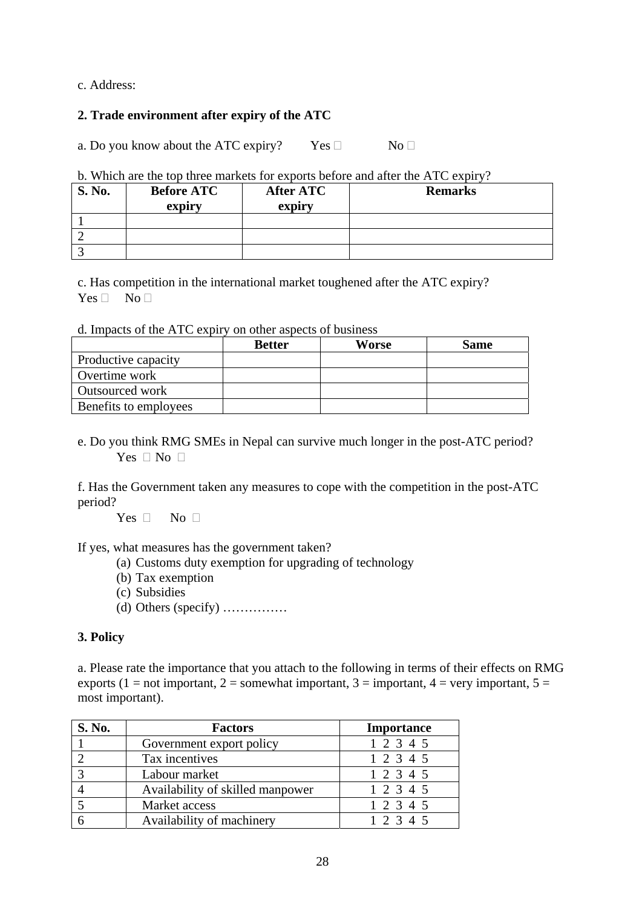c. Address:

**2. Trade environment after expiry of the ATC**

a. Do you know about the ATC expiry? Yes □ No □

b. Which are the top three markets for exports before and after the ATC expiry?

| S. No. | Before ATC expiry | After ATC expiry | Remarks |
|---|---|---|---|
| 1 | | | |
| 2 | | | |
| 3 | | | |

c. Has competition in the international market toughened after the ATC expiry?
Yes □ No □

d. Impacts of the ATC expiry on other aspects of business

| | Better | Worse | Same |
|---|---|---|---|
| Productive capacity | | | |
| Overtime work | | | |
| Outsourced work | | | |
| Benefits to employees | | | |

e. Do you think RMG SMEs in Nepal can survive much longer in the post-ATC period?
Yes □ No □

f. Has the Government taken any measures to cope with the competition in the post-ATC period?
Yes □ No □

If yes, what measures has the government taken?

(a) Customs duty exemption for upgrading of technology
(b) Tax exemption
(c) Subsidies
(d) Others (specify) ……………

**3. Policy**

a. Please rate the importance that you attach to the following in terms of their effects on RMG exports (1 = not important, 2 = somewhat important, 3 = important, 4 = very important, 5 = most important).

| S. No. | Factors | Importance |
|---|---|---|
| 1 | Government export policy | 1 2 3 4 5 |
| 2 | Tax incentives | 1 2 3 4 5 |
| 3 | Labour market | 1 2 3 4 5 |
| 4 | Availability of skilled manpower | 1 2 3 4 5 |
| 5 | Market access | 1 2 3 4 5 |
| 6 | Availability of machinery | 1 2 3 4 5 |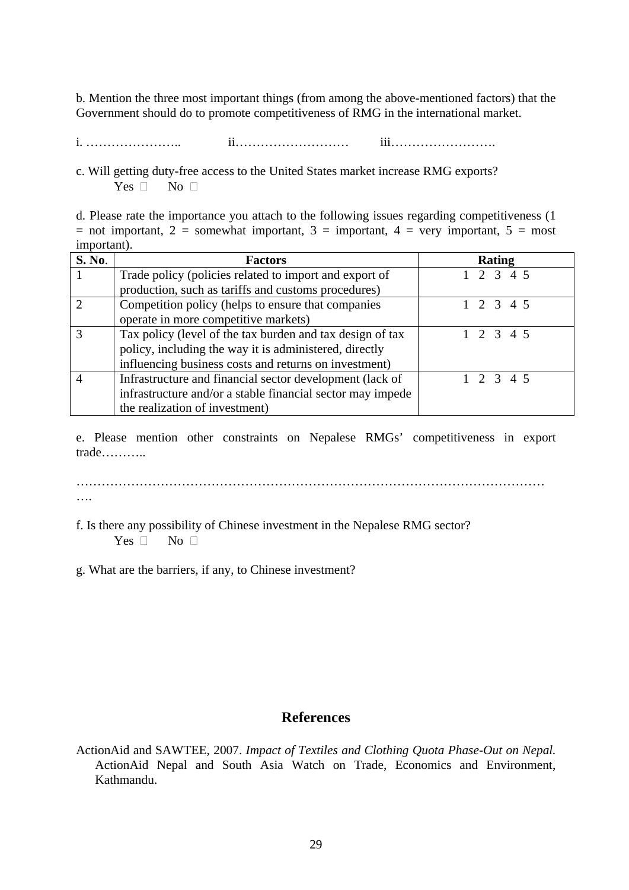b. Mention the three most important things (from among the above-mentioned factors) that the Government should do to promote competitiveness of RMG in the international market.

i. ………………….. ii……………………… iii…………………….

c. Will getting duty-free access to the United States market increase RMG exports?

Yes ☐ No ☐

d. Please rate the importance you attach to the following issues regarding competitiveness (1 = not important, 2 = somewhat important, 3 = important, 4 = very important, 5 = most important).

| **S. No**. | **Factors** | **Rating** |
|---|---|---|
| 1 | Trade policy (policies related to import and export of production, such as tariffs and customs procedures) | 1 2 3 4 5 |
| 2 | Competition policy (helps to ensure that companies operate in more competitive markets) | 1 2 3 4 5 |
| 3 | Tax policy (level of the tax burden and tax design of tax policy, including the way it is administered, directly influencing business costs and returns on investment) | 1 2 3 4 5 |
| 4 | Infrastructure and financial sector development (lack of infrastructure and/or a stable financial sector may impede the realization of investment) | 1 2 3 4 5 |

e. Please mention other constraints on Nepalese RMGs' competitiveness in export trade………..

…………………………………………………………………………………………………….

f. Is there any possibility of Chinese investment in the Nepalese RMG sector?

Yes ☐ No ☐

g. What are the barriers, if any, to Chinese investment?

## References

ActionAid and SAWTEE, 2007. *Impact of Textiles and Clothing Quota Phase-Out on Nepal.* ActionAid Nepal and South Asia Watch on Trade, Economics and Environment, Kathmandu.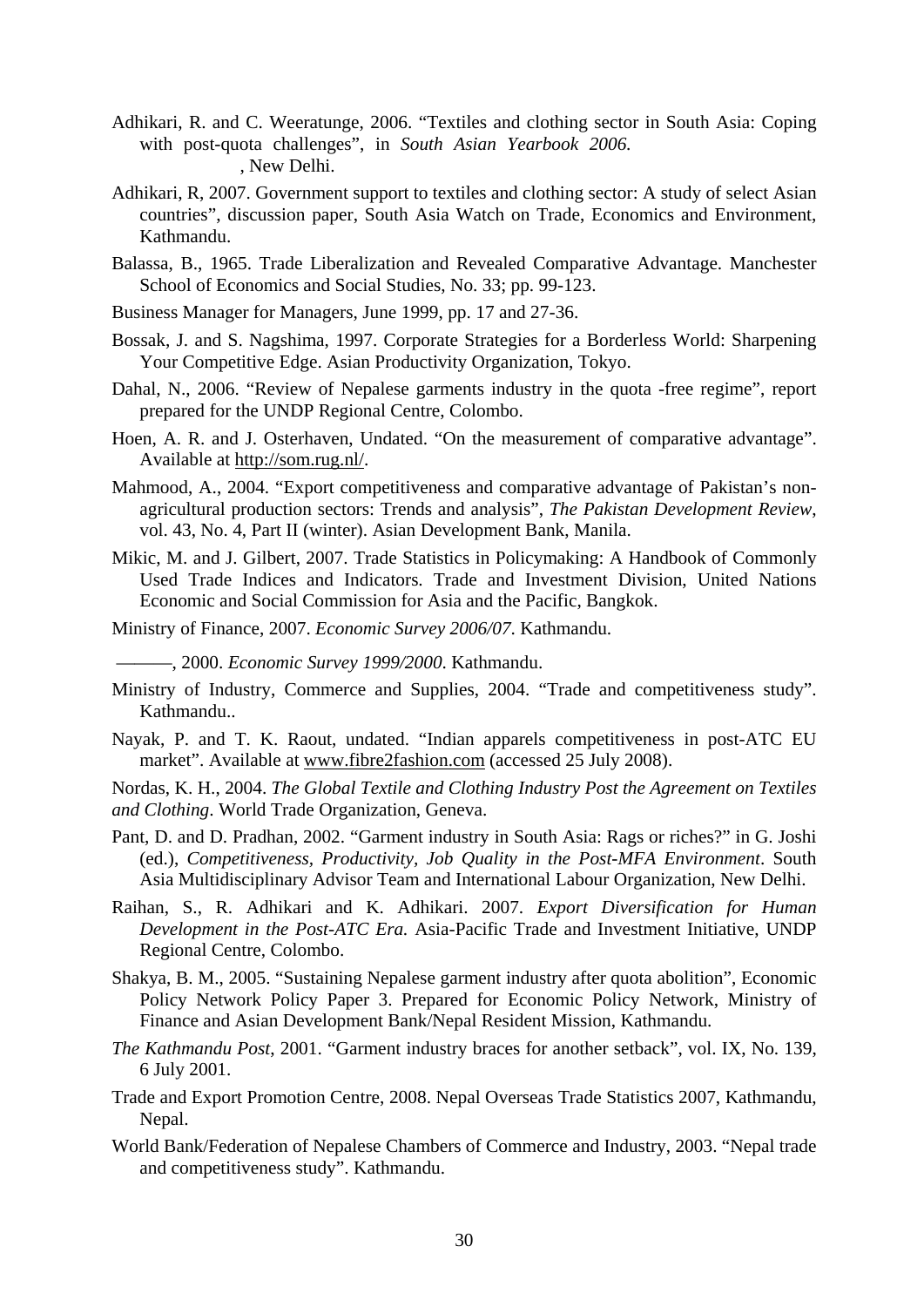Adhikari, R. and C. Weeratunge, 2006. "Textiles and clothing sector in South Asia: Coping with post-quota challenges", in *South Asian Yearbook 2006.* , New Delhi.

Adhikari, R, 2007. Government support to textiles and clothing sector: A study of select Asian countries", discussion paper, South Asia Watch on Trade, Economics and Environment, Kathmandu.

Balassa, B., 1965. Trade Liberalization and Revealed Comparative Advantage. Manchester School of Economics and Social Studies, No. 33; pp. 99-123.

Business Manager for Managers, June 1999, pp. 17 and 27-36.

Bossak, J. and S. Nagshima, 1997. Corporate Strategies for a Borderless World: Sharpening Your Competitive Edge. Asian Productivity Organization, Tokyo.

Dahal, N., 2006. "Review of Nepalese garments industry in the quota -free regime", report prepared for the UNDP Regional Centre, Colombo.

Hoen, A. R. and J. Osterhaven, Undated. "On the measurement of comparative advantage". Available at http://som.rug.nl/.

Mahmood, A., 2004. "Export competitiveness and comparative advantage of Pakistan's non-agricultural production sectors: Trends and analysis", *The Pakistan Development Review*, vol. 43, No. 4, Part II (winter). Asian Development Bank, Manila.

Mikic, M. and J. Gilbert, 2007. Trade Statistics in Policymaking: A Handbook of Commonly Used Trade Indices and Indicators. Trade and Investment Division, United Nations Economic and Social Commission for Asia and the Pacific, Bangkok.

Ministry of Finance, 2007. *Economic Survey 2006/07*. Kathmandu.

———, 2000. *Economic Survey 1999/2000*. Kathmandu.

Ministry of Industry, Commerce and Supplies, 2004. "Trade and competitiveness study". Kathmandu..

Nayak, P. and T. K. Raout, undated. "Indian apparels competitiveness in post-ATC EU market". Available at www.fibre2fashion.com (accessed 25 July 2008).

Nordas, K. H., 2004. *The Global Textile and Clothing Industry Post the Agreement on Textiles and Clothing*. World Trade Organization, Geneva.

Pant, D. and D. Pradhan, 2002. "Garment industry in South Asia: Rags or riches?" in G. Joshi (ed.), *Competitiveness, Productivity, Job Quality in the Post-MFA Environment*. South Asia Multidisciplinary Advisor Team and International Labour Organization, New Delhi.

Raihan, S., R. Adhikari and K. Adhikari. 2007. *Export Diversification for Human Development in the Post-ATC Era.* Asia-Pacific Trade and Investment Initiative, UNDP Regional Centre, Colombo.

Shakya, B. M., 2005. "Sustaining Nepalese garment industry after quota abolition", Economic Policy Network Policy Paper 3. Prepared for Economic Policy Network, Ministry of Finance and Asian Development Bank/Nepal Resident Mission, Kathmandu.

*The Kathmandu Post*, 2001. "Garment industry braces for another setback", vol. IX, No. 139, 6 July 2001.

Trade and Export Promotion Centre, 2008. Nepal Overseas Trade Statistics 2007, Kathmandu, Nepal.

World Bank/Federation of Nepalese Chambers of Commerce and Industry, 2003. "Nepal trade and competitiveness study". Kathmandu.